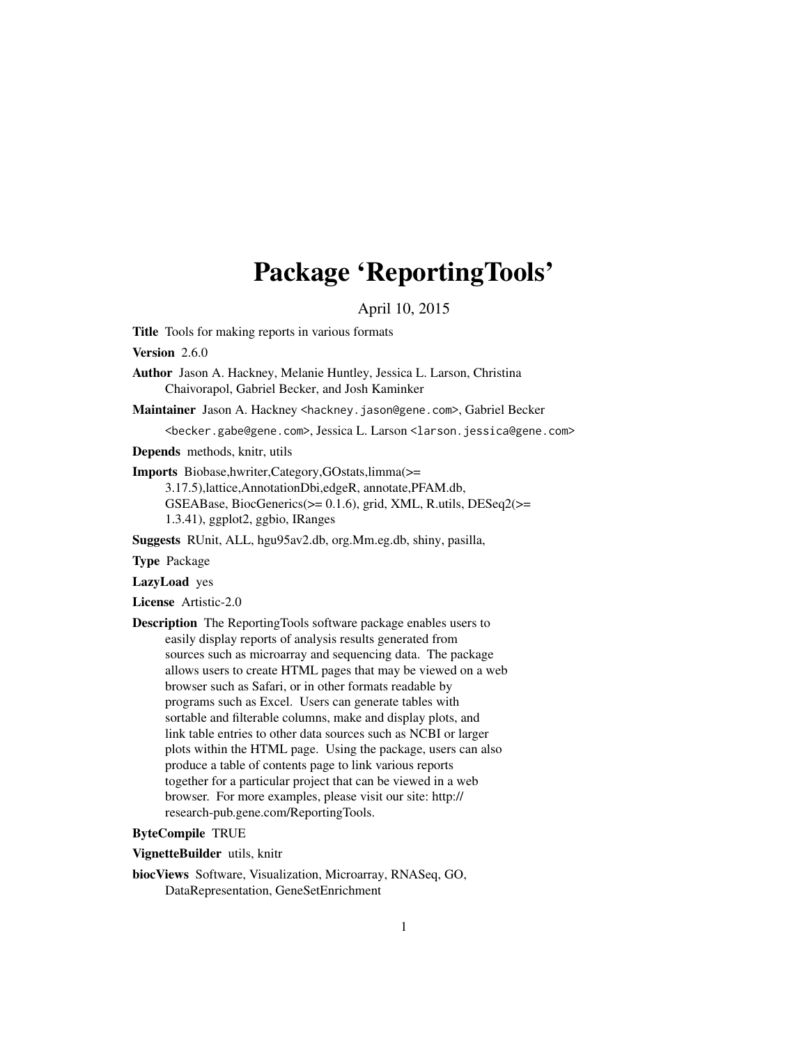# Package 'ReportingTools'

April 10, 2015

**Title** Tools for making reports in various formats

**Version** 2.6.0

**Author** Jason A. Hackney, Melanie Huntley, Jessica L. Larson, Christina Chaivorapol, Gabriel Becker, and Josh Kaminker

**Maintainer** Jason A. Hackney <hackney.jason@gene.com>, Gabriel Becker <becker.gabe@gene.com>, Jessica L. Larson <larson.jessica@gene.com>

**Depends** methods, knitr, utils

**Imports** Biobase,hwriter,Category,GOstats,limma(>= 3.17.5),lattice,AnnotationDbi,edgeR, annotate,PFAM.db, GSEABase, BiocGenerics(>= 0.1.6), grid, XML, R.utils, DESeq2(>= 1.3.41), ggplot2, ggbio, IRanges

**Suggests** RUnit, ALL, hgu95av2.db, org.Mm.eg.db, shiny, pasilla,

**Type** Package

**LazyLoad** yes

**License** Artistic-2.0

**Description** The ReportingTools software package enables users to easily display reports of analysis results generated from sources such as microarray and sequencing data. The package allows users to create HTML pages that may be viewed on a web browser such as Safari, or in other formats readable by programs such as Excel. Users can generate tables with sortable and filterable columns, make and display plots, and link table entries to other data sources such as NCBI or larger plots within the HTML page. Using the package, users can also produce a table of contents page to link various reports together for a particular project that can be viewed in a web browser. For more examples, please visit our site: http:// research-pub.gene.com/ReportingTools.

**ByteCompile** TRUE

**VignetteBuilder** utils, knitr

**biocViews** Software, Visualization, Microarray, RNASeq, GO, DataRepresentation, GeneSetEnrichment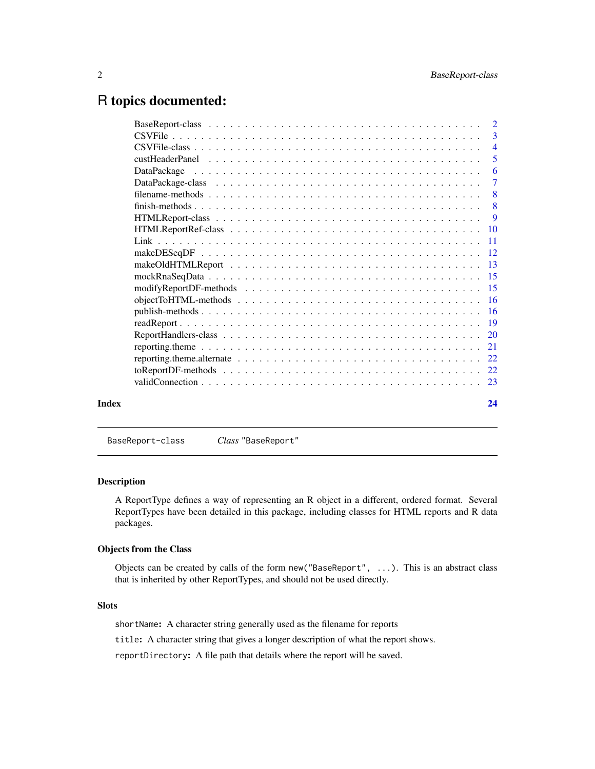# R topics documented:

| | |
|---|---|
| BaseReport-class | 2 |
| CSVFile | 3 |
| CSVFile-class | 4 |
| custHeaderPanel | 5 |
| DataPackage | 6 |
| DataPackage-class | 7 |
| filename-methods | 8 |
| finish-methods | 8 |
| HTMLReport-class | 9 |
| HTMLReportRef-class | 10 |
| Link | 11 |
| makeDESeqDF | 12 |
| makeOldHTMLReport | 13 |
| mockRnaSeqData | 15 |
| modifyReportDF-methods | 15 |
| objectToHTML-methods | 16 |
| publish-methods | 16 |
| readReport | 19 |
| ReportHandlers-class | 20 |
| reporting.theme | 21 |
| reporting.theme.alternate | 22 |
| toReportDF-methods | 22 |
| validConnection | 23 |
| **Index** | **24** |

---

`BaseReport-class` *Class* `"BaseReport"`

---

## Description

A ReportType defines a way of representing an R object in a different, ordered format. Several ReportTypes have been detailed in this package, including classes for HTML reports and R data packages.

## Objects from the Class

Objects can be created by calls of the form `new("BaseReport", ...)`. This is an abstract class that is inherited by other ReportTypes, and should not be used directly.

## Slots

`shortName`**:** A character string generally used as the filename for reports

`title`**:** A character string that gives a longer description of what the report shows.

`reportDirectory`**:** A file path that details where the report will be saved.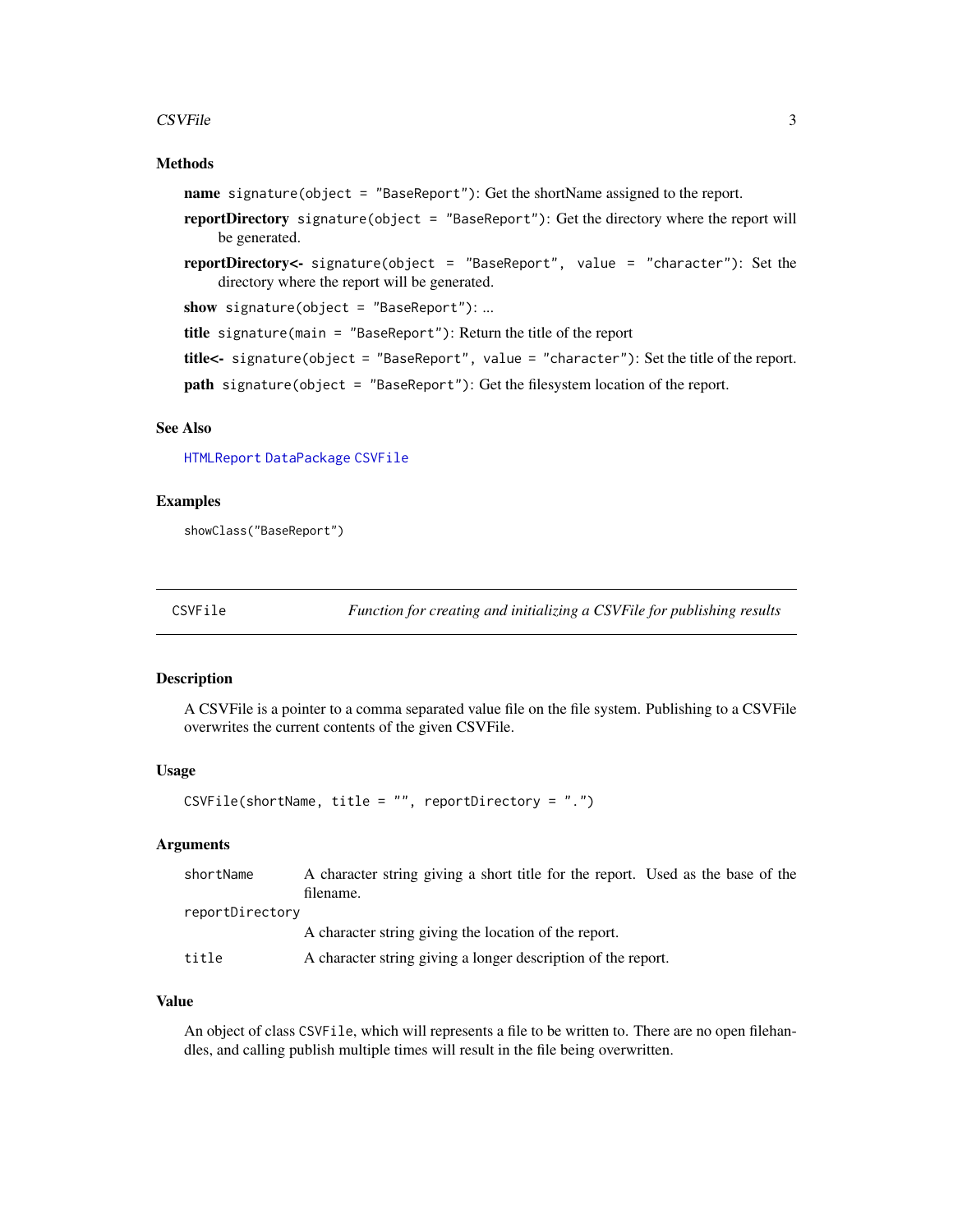## Methods

**name** `signature(object = "BaseReport")`: Get the shortName assigned to the report.

**reportDirectory** `signature(object = "BaseReport")`: Get the directory where the report will be generated.

**reportDirectory<-** `signature(object = "BaseReport", value = "character")`: Set the directory where the report will be generated.

**show** `signature(object = "BaseReport")`: ...

**title** `signature(main = "BaseReport")`: Return the title of the report

**title<-** `signature(object = "BaseReport", value = "character")`: Set the title of the report.

**path** `signature(object = "BaseReport")`: Get the filesystem location of the report.

## See Also

`HTMLReport` `DataPackage` `CSVFile`

## Examples

```
showClass("BaseReport")
```

---

`CSVFile` *Function for creating and initializing a CSVFile for publishing results*

---

## Description

A CSVFile is a pointer to a comma separated value file on the file system. Publishing to a CSVFile overwrites the current contents of the given CSVFile.

## Usage

```
CSVFile(shortName, title = "", reportDirectory = ".")
```

## Arguments

| | |
|---|---|
| `shortName` | A character string giving a short title for the report. Used as the base of the filename. |
| `reportDirectory` | A character string giving the location of the report. |
| `title` | A character string giving a longer description of the report. |

## Value

An object of class `CSVFile`, which will represents a file to be written to. There are no open filehandles, and calling publish multiple times will result in the file being overwritten.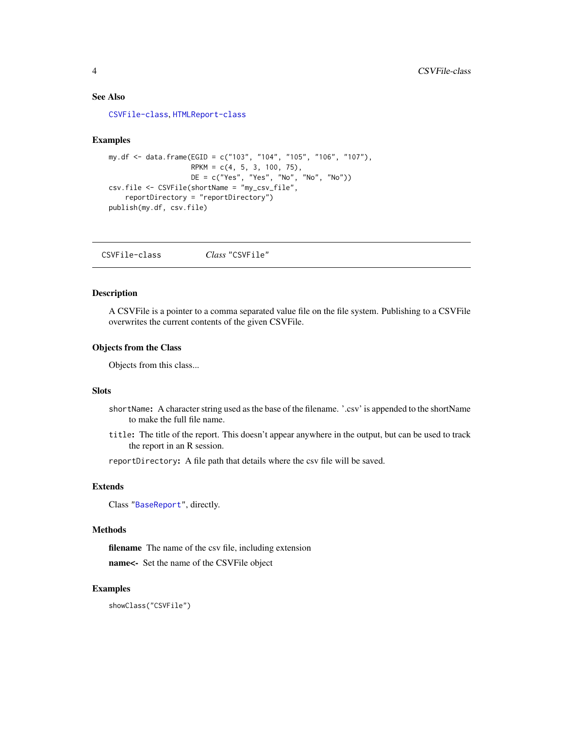### See Also

CSVFile-class, HTMLReport-class

### Examples

```
my.df <- data.frame(EGID = c("103", "104", "105", "106", "107"),
                    RPKM = c(4, 5, 3, 100, 75),
                    DE = c("Yes", "Yes", "No", "No", "No"))
csv.file <- CSVFile(shortName = "my_csv_file",
    reportDirectory = "reportDirectory")
publish(my.df, csv.file)
```

---

## CSVFile-class    *Class* "CSVFile"

### Description

A CSVFile is a pointer to a comma separated value file on the file system. Publishing to a CSVFile overwrites the current contents of the given CSVFile.

### Objects from the Class

Objects from this class...

### Slots

`shortName`: A character string used as the base of the filename. '.csv' is appended to the shortName to make the full file name.

`title`: The title of the report. This doesn't appear anywhere in the output, but can be used to track the report in an R session.

`reportDirectory`: A file path that details where the csv file will be saved.

### Extends

Class "BaseReport", directly.

### Methods

**filename** The name of the csv file, including extension

**name<-** Set the name of the CSVFile object

### Examples

```
showClass("CSVFile")
```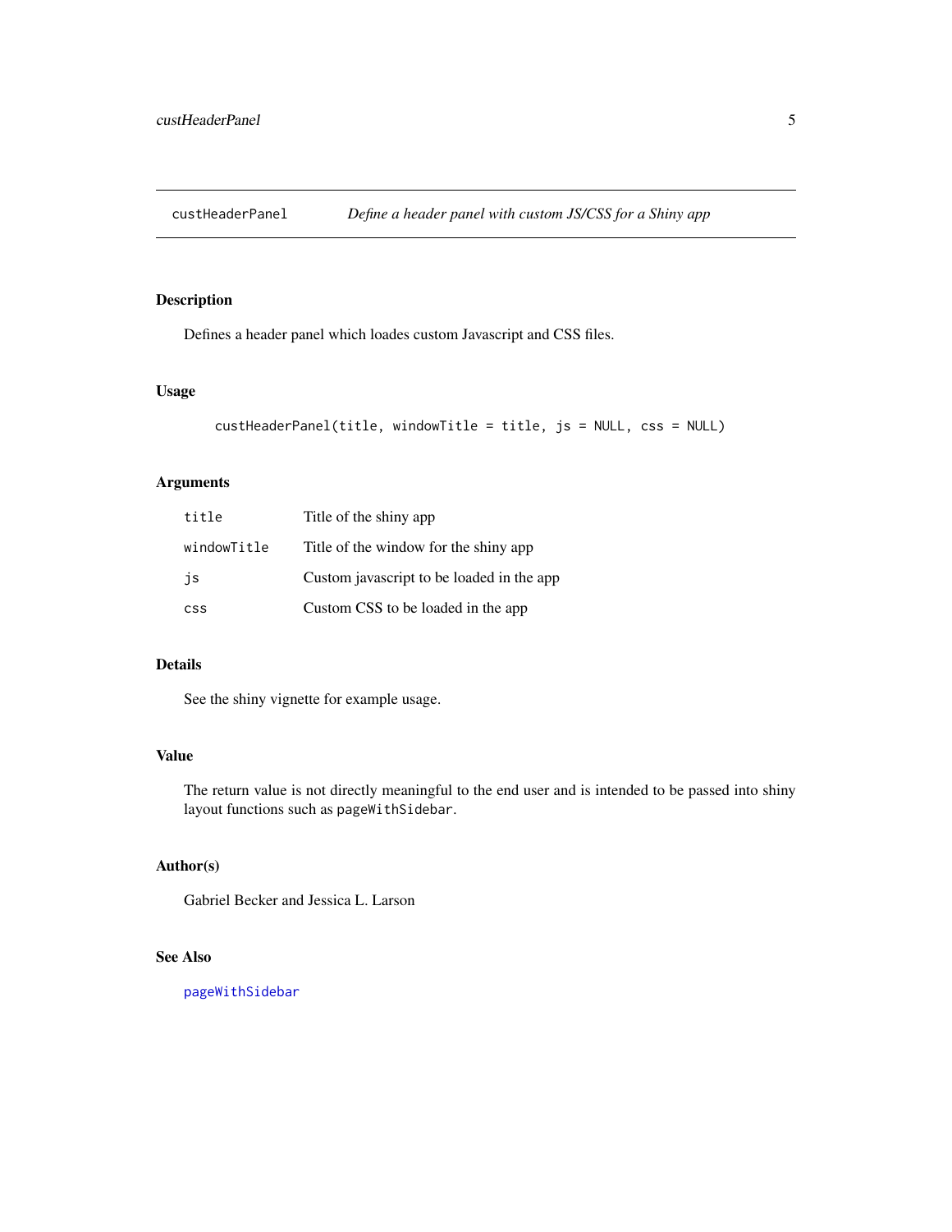## custHeaderPanel *Define a header panel with custom JS/CSS for a Shiny app*

### Description

Defines a header panel which loades custom Javascript and CSS files.

### Usage

```
custHeaderPanel(title, windowTitle = title, js = NULL, css = NULL)
```

### Arguments

| | |
|---|---|
| `title` | Title of the shiny app |
| `windowTitle` | Title of the window for the shiny app |
| `js` | Custom javascript to be loaded in the app |
| `css` | Custom CSS to be loaded in the app |

### Details

See the shiny vignette for example usage.

### Value

The return value is not directly meaningful to the end user and is intended to be passed into shiny layout functions such as `pageWithSidebar`.

### Author(s)

Gabriel Becker and Jessica L. Larson

### See Also

`pageWithSidebar`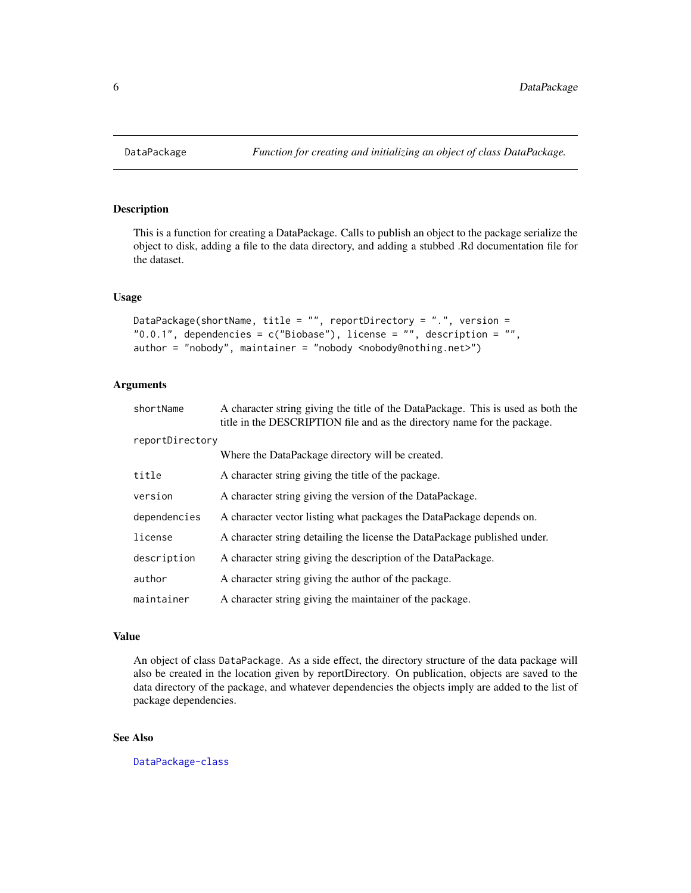DataPackage — *Function for creating and initializing an object of class DataPackage.*

## Description

This is a function for creating a DataPackage. Calls to publish an object to the package serialize the object to disk, adding a file to the data directory, and adding a stubbed .Rd documentation file for the dataset.

## Usage

```
DataPackage(shortName, title = "", reportDirectory = ".", version =
"0.0.1", dependencies = c("Biobase"), license = "", description = "",
author = "nobody", maintainer = "nobody <nobody@nothing.net>")
```

## Arguments

| | |
|---|---|
| `shortName` | A character string giving the title of the DataPackage. This is used as both the title in the DESCRIPTION file and as the directory name for the package. |
| `reportDirectory` | Where the DataPackage directory will be created. |
| `title` | A character string giving the title of the package. |
| `version` | A character string giving the version of the DataPackage. |
| `dependencies` | A character vector listing what packages the DataPackage depends on. |
| `license` | A character string detailing the license the DataPackage published under. |
| `description` | A character string giving the description of the DataPackage. |
| `author` | A character string giving the author of the package. |
| `maintainer` | A character string giving the maintainer of the package. |

## Value

An object of class `DataPackage`. As a side effect, the directory structure of the data package will also be created in the location given by reportDirectory. On publication, objects are saved to the data directory of the package, and whatever dependencies the objects imply are added to the list of package dependencies.

## See Also

`DataPackage-class`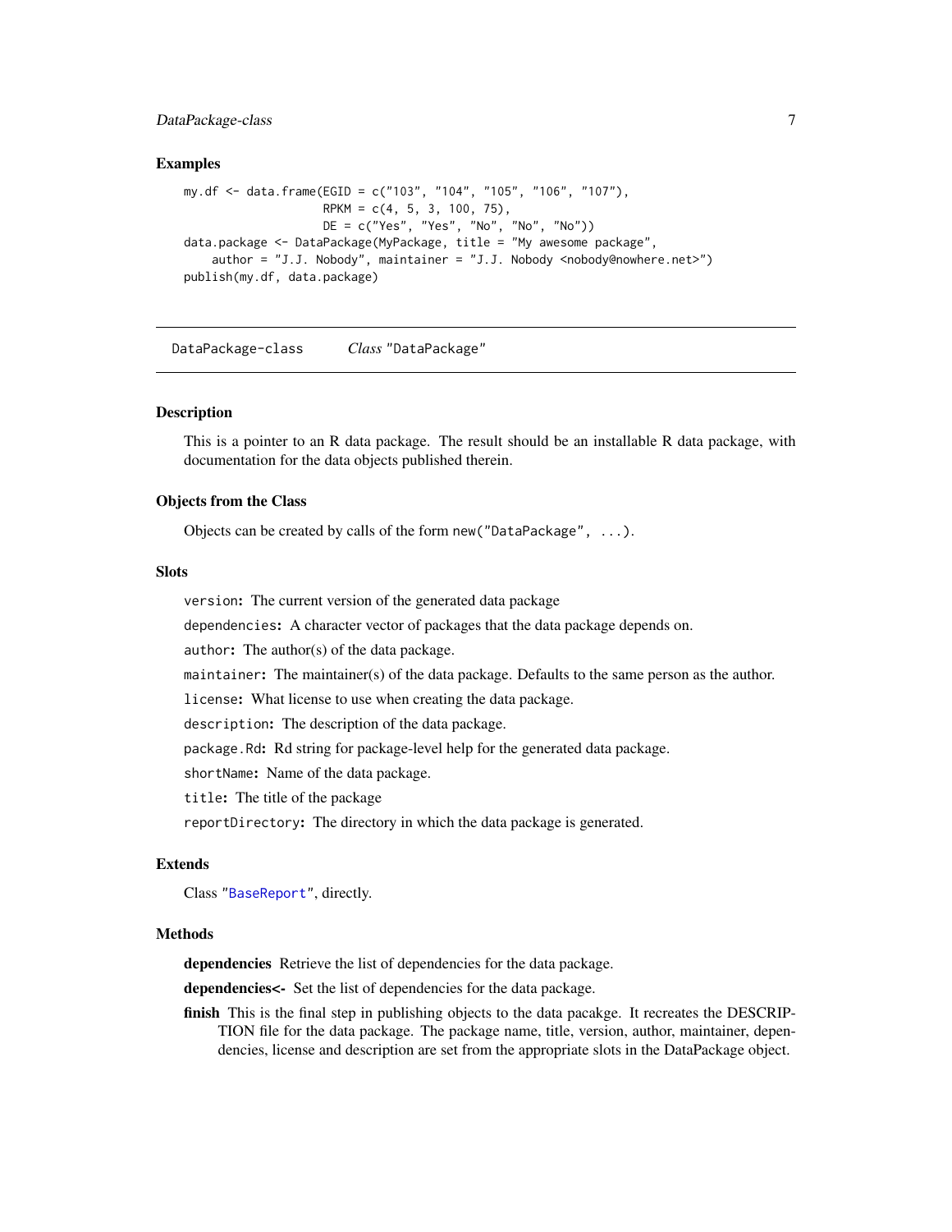## Examples

```
my.df <- data.frame(EGID = c("103", "104", "105", "106", "107"),
                    RPKM = c(4, 5, 3, 100, 75),
                    DE = c("Yes", "Yes", "No", "No", "No"))
data.package <- DataPackage(MyPackage, title = "My awesome package",
    author = "J.J. Nobody", maintainer = "J.J. Nobody <nobody@nowhere.net>")
publish(my.df, data.package)
```

---

# DataPackage-class    *Class* "DataPackage"

---

## Description

This is a pointer to an R data package. The result should be an installable R data package, with documentation for the data objects published therein.

## Objects from the Class

Objects can be created by calls of the form `new("DataPackage", ...)`.

## Slots

`version`: The current version of the generated data package

`dependencies`: A character vector of packages that the data package depends on.

`author`: The author(s) of the data package.

`maintainer`: The maintainer(s) of the data package. Defaults to the same person as the author.

`license`: What license to use when creating the data package.

`description`: The description of the data package.

`package.Rd`: Rd string for package-level help for the generated data package.

`shortName`: Name of the data package.

`title`: The title of the package

`reportDirectory`: The directory in which the data package is generated.

## Extends

Class "`BaseReport`", directly.

## Methods

**dependencies** Retrieve the list of dependencies for the data package.

**dependencies<-** Set the list of dependencies for the data package.

**finish** This is the final step in publishing objects to the data pacakge. It recreates the DESCRIPTION file for the data package. The package name, title, version, author, maintainer, dependencies, license and description are set from the appropriate slots in the DataPackage object.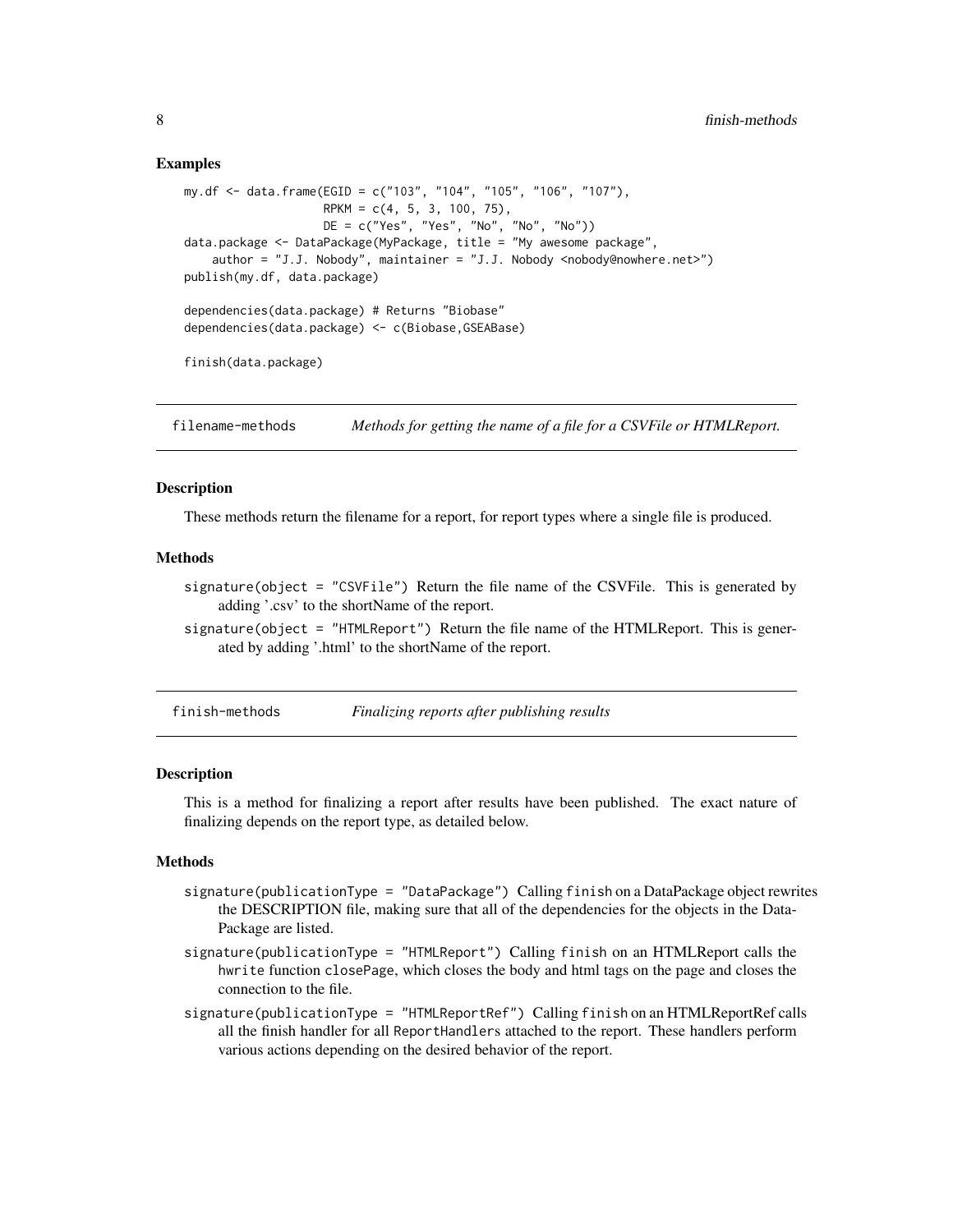### Examples

```
my.df <- data.frame(EGID = c("103", "104", "105", "106", "107"),
                    RPKM = c(4, 5, 3, 100, 75),
                    DE = c("Yes", "Yes", "No", "No", "No"))
data.package <- DataPackage(MyPackage, title = "My awesome package",
    author = "J.J. Nobody", maintainer = "J.J. Nobody <nobody@nowhere.net>")
publish(my.df, data.package)

dependencies(data.package) # Returns "Biobase"
dependencies(data.package) <- c(Biobase,GSEABase)

finish(data.package)
```

## filename-methods — *Methods for getting the name of a file for a CSVFile or HTMLReport.*

### Description

These methods return the filename for a report, for report types where a single file is produced.

### Methods

- `signature(object = "CSVFile")` Return the file name of the CSVFile. This is generated by adding '.csv' to the shortName of the report.
- `signature(object = "HTMLReport")` Return the file name of the HTMLReport. This is generated by adding '.html' to the shortName of the report.

## finish-methods — *Finalizing reports after publishing results*

### Description

This is a method for finalizing a report after results have been published. The exact nature of finalizing depends on the report type, as detailed below.

### Methods

- `signature(publicationType = "DataPackage")` Calling `finish` on a DataPackage object rewrites the DESCRIPTION file, making sure that all of the dependencies for the objects in the DataPackage are listed.
- `signature(publicationType = "HTMLReport")` Calling `finish` on an HTMLReport calls the `hwrite` function `closePage`, which closes the body and html tags on the page and closes the connection to the file.
- `signature(publicationType = "HTMLReportRef")` Calling `finish` on an HTMLReportRef calls all the finish handler for all `ReportHandlers` attached to the report. These handlers perform various actions depending on the desired behavior of the report.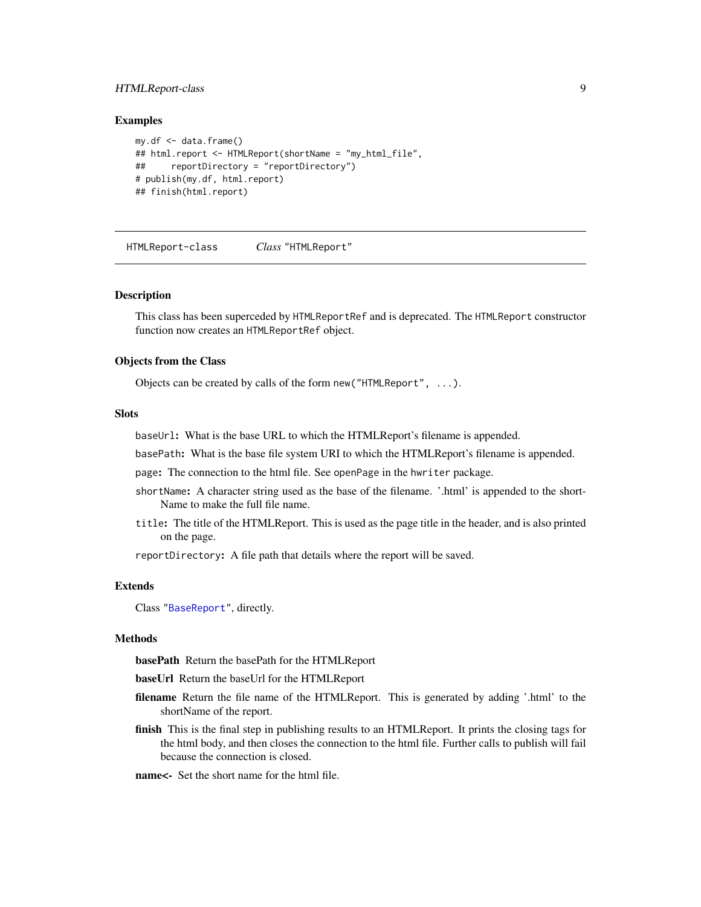### Examples

```
my.df <- data.frame()
## html.report <- HTMLReport(shortName = "my_html_file",
##     reportDirectory = "reportDirectory")
# publish(my.df, html.report)
## finish(html.report)
```

---

## HTMLReport-class    *Class* "HTMLReport"

---

### Description

This class has been superceded by `HTMLReportRef` and is deprecated. The `HTMLReport` constructor function now creates an `HTMLReportRef` object.

### Objects from the Class

Objects can be created by calls of the form `new("HTMLReport", ...)`.

### Slots

`baseUrl`**:** What is the base URL to which the HTMLReport's filename is appended.

`basePath`**:** What is the base file system URI to which the HTMLReport's filename is appended.

`page`**:** The connection to the html file. See `openPage` in the `hwriter` package.

`shortName`**:** A character string used as the base of the filename. '.html' is appended to the shortName to make the full file name.

`title`**:** The title of the HTMLReport. This is used as the page title in the header, and is also printed on the page.

`reportDirectory`**:** A file path that details where the report will be saved.

### Extends

Class "`BaseReport`", directly.

### Methods

**basePath** Return the basePath for the HTMLReport

**baseUrl** Return the baseUrl for the HTMLReport

**filename** Return the file name of the HTMLReport. This is generated by adding '.html' to the shortName of the report.

**finish** This is the final step in publishing results to an HTMLReport. It prints the closing tags for the html body, and then closes the connection to the html file. Further calls to publish will fail because the connection is closed.

**name<-** Set the short name for the html file.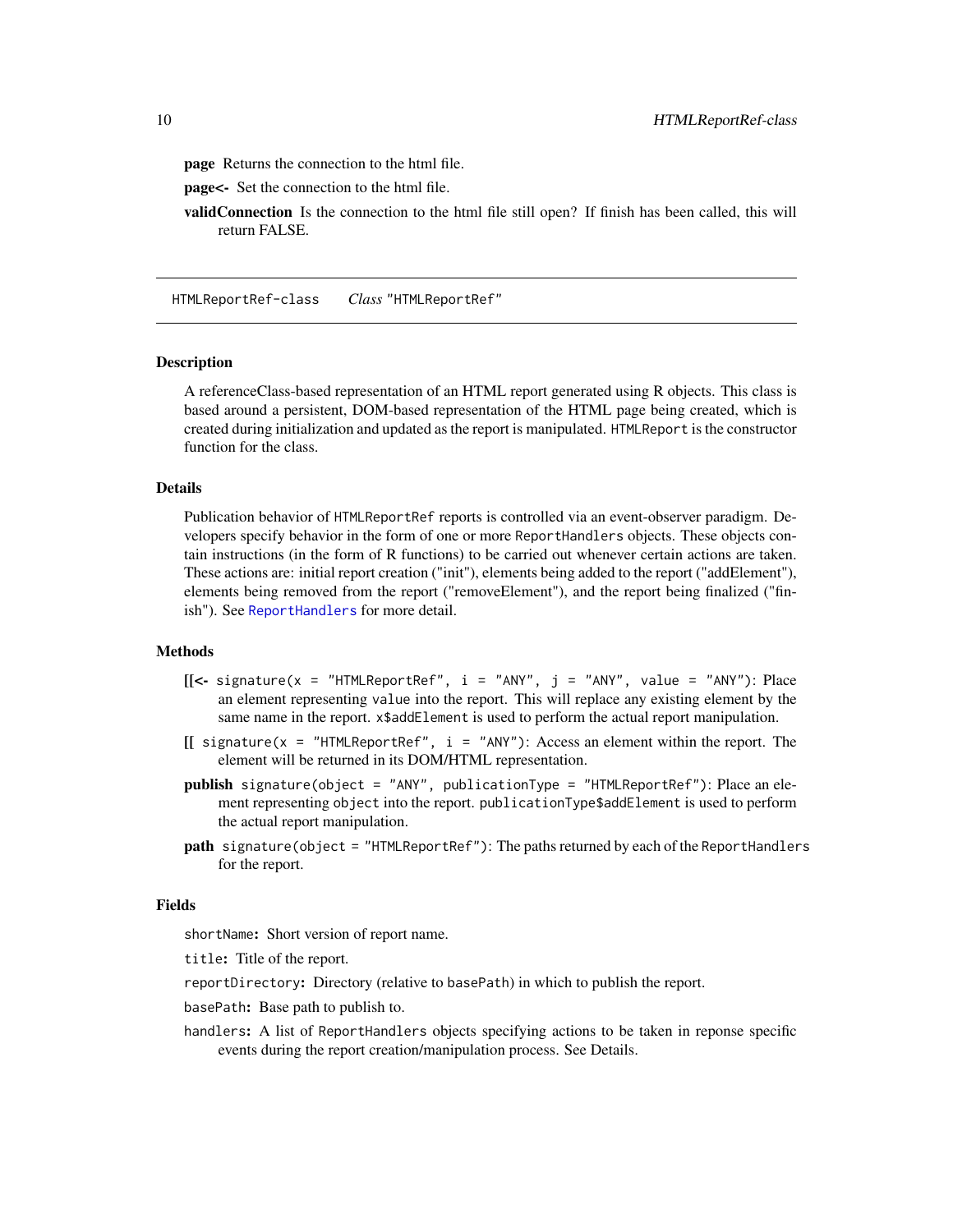**page** Returns the connection to the html file.

**page<-** Set the connection to the html file.

**validConnection** Is the connection to the html file still open? If finish has been called, this will return FALSE.

---

## HTMLReportRef-class    *Class* "HTMLReportRef"

### Description

A referenceClass-based representation of an HTML report generated using R objects. This class is based around a persistent, DOM-based representation of the HTML page being created, which is created during initialization and updated as the report is manipulated. `HTMLReport` is the constructor function for the class.

### Details

Publication behavior of `HTMLReportRef` reports is controlled via an event-observer paradigm. Developers specify behavior in the form of one or more `ReportHandlers` objects. These objects contain instructions (in the form of R functions) to be carried out whenever certain actions are taken. These actions are: initial report creation ("init"), elements being added to the report ("addElement"), elements being removed from the report ("removeElement"), and the report being finalized ("finish"). See `ReportHandlers` for more detail.

### Methods

**[[<-** `signature(x = "HTMLReportRef", i = "ANY", j = "ANY", value = "ANY")`: Place an element representing `value` into the report. This will replace any existing element by the same name in the report. `x$addElement` is used to perform the actual report manipulation.

**[[** `signature(x = "HTMLReportRef", i = "ANY")`: Access an element within the report. The element will be returned in its DOM/HTML representation.

**publish** `signature(object = "ANY", publicationType = "HTMLReportRef")`: Place an element representing `object` into the report. `publicationType$addElement` is used to perform the actual report manipulation.

**path** `signature(object = "HTMLReportRef")`: The paths returned by each of the `ReportHandlers` for the report.

### Fields

`shortName`**:** Short version of report name.

`title`**:** Title of the report.

`reportDirectory`**:** Directory (relative to `basePath`) in which to publish the report.

`basePath`**:** Base path to publish to.

`handlers`**:** A list of `ReportHandlers` objects specifying actions to be taken in reponse specific events during the report creation/manipulation process. See Details.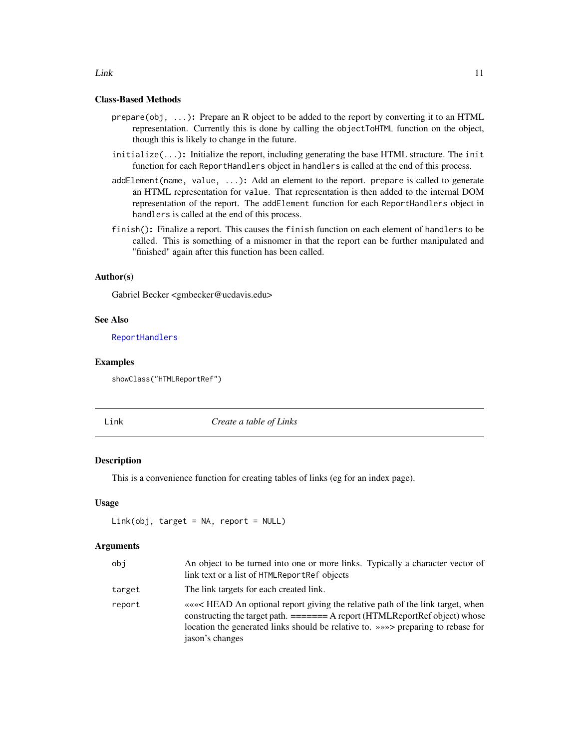### Class-Based Methods

`prepare(obj, ...)`: Prepare an R object to be added to the report by converting it to an HTML representation. Currently this is done by calling the `objectToHTML` function on the object, though this is likely to change in the future.

`initialize(...)`: Initialize the report, including generating the base HTML structure. The `init` function for each `ReportHandlers` object in `handlers` is called at the end of this process.

`addElement(name, value, ...)`: Add an element to the report. `prepare` is called to generate an HTML representation for `value`. That representation is then added to the internal DOM representation of the report. The `addElement` function for each `ReportHandlers` object in `handlers` is called at the end of this process.

`finish()`: Finalize a report. This causes the `finish` function on each element of `handlers` to be called. This is something of a misnomer in that the report can be further manipulated and "finished" again after this function has been called.

### Author(s)

Gabriel Becker <gmbecker@ucdavis.edu>

### See Also

ReportHandlers

### Examples

```
showClass("HTMLReportRef")
```

---

## Link — *Create a table of Links*

### Description

This is a convenience function for creating tables of links (eg for an index page).

### Usage

```
Link(obj, target = NA, report = NULL)
```

### Arguments

| | |
|---|---|
| `obj` | An object to be turned into one or more links. Typically a character vector of link text or a list of `HTMLReportRef` objects |
| `target` | The link targets for each created link. |
| `report` | «««< HEAD An optional report giving the relative path of the link target, when constructing the target path. ======= A report (HTMLReportRef object) whose location the generated links should be relative to. »»»> preparing to rebase for jason's changes |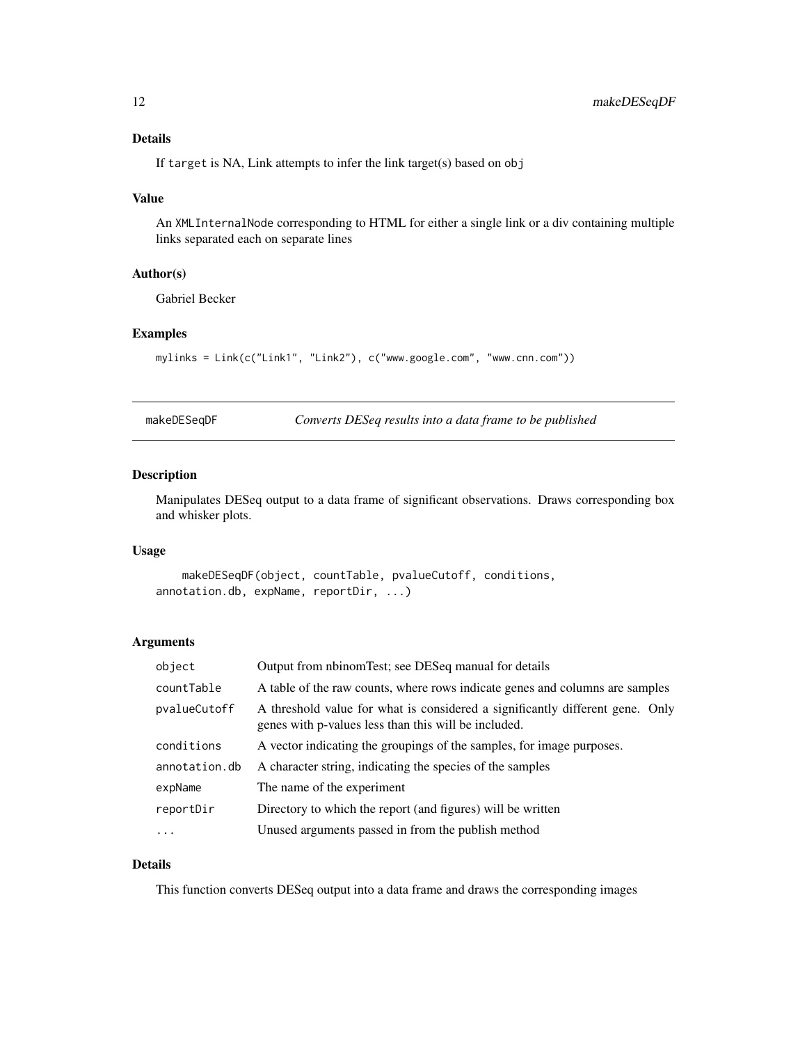### Details

If `target` is NA, Link attempts to infer the link target(s) based on `obj`

### Value

An `XMLInternalNode` corresponding to HTML for either a single link or a div containing multiple links separated each on separate lines

### Author(s)

Gabriel Becker

### Examples

```
mylinks = Link(c("Link1", "Link2"), c("www.google.com", "www.cnn.com"))
```

---

## makeDESeqDF — *Converts DESeq results into a data frame to be published*

---

### Description

Manipulates DESeq output to a data frame of significant observations. Draws corresponding box and whisker plots.

### Usage

```
    makeDESeqDF(object, countTable, pvalueCutoff, conditions,
annotation.db, expName, reportDir, ...)
```

### Arguments

| | |
|---|---|
| `object` | Output from nbinomTest; see DESeq manual for details |
| `countTable` | A table of the raw counts, where rows indicate genes and columns are samples |
| `pvalueCutoff` | A threshold value for what is considered a significantly different gene. Only genes with p-values less than this will be included. |
| `conditions` | A vector indicating the groupings of the samples, for image purposes. |
| `annotation.db` | A character string, indicating the species of the samples |
| `expName` | The name of the experiment |
| `reportDir` | Directory to which the report (and figures) will be written |
| `...` | Unused arguments passed in from the publish method |

### Details

This function converts DESeq output into a data frame and draws the corresponding images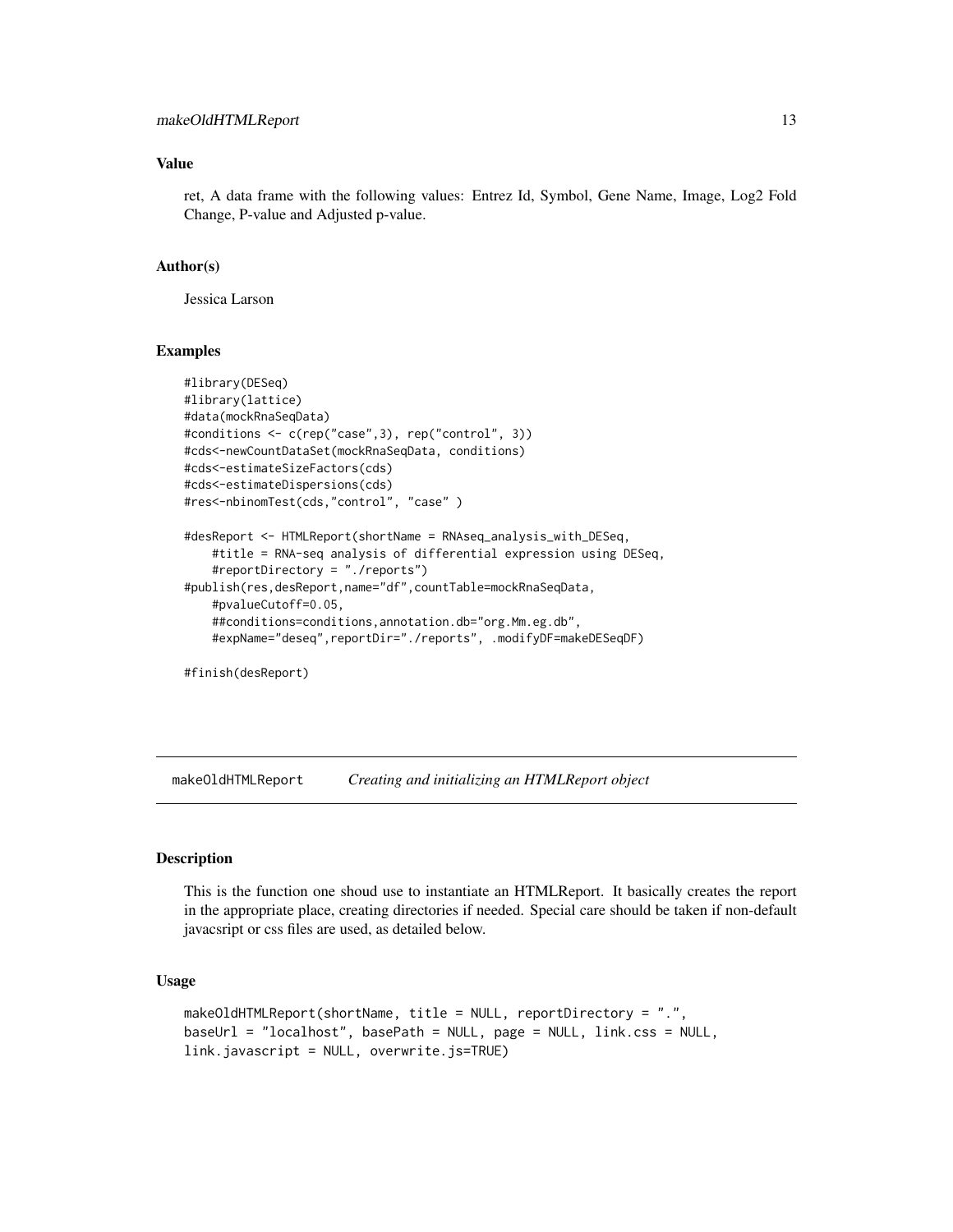### Value

ret, A data frame with the following values: Entrez Id, Symbol, Gene Name, Image, Log2 Fold Change, P-value and Adjusted p-value.

### Author(s)

Jessica Larson

### Examples

```
#library(DESeq)
#library(lattice)
#data(mockRnaSeqData)
#conditions <- c(rep("case",3), rep("control", 3))
#cds<-newCountDataSet(mockRnaSeqData, conditions)
#cds<-estimateSizeFactors(cds)
#cds<-estimateDispersions(cds)
#res<-nbinomTest(cds,"control", "case" )

#desReport <- HTMLReport(shortName = RNAseq_analysis_with_DESeq,
    #title = RNA-seq analysis of differential expression using DESeq,
    #reportDirectory = "./reports")
#publish(res,desReport,name="df",countTable=mockRnaSeqData,
    #pvalueCutoff=0.05,
    ##conditions=conditions,annotation.db="org.Mm.eg.db",
    #expName="deseq",reportDir="./reports", .modifyDF=makeDESeqDF)

#finish(desReport)
```

---

## makeOldHTMLReport — *Creating and initializing an HTMLReport object*

---

### Description

This is the function one shoud use to instantiate an HTMLReport. It basically creates the report in the appropriate place, creating directories if needed. Special care should be taken if non-default javacsript or css files are used, as detailed below.

### Usage

```
makeOldHTMLReport(shortName, title = NULL, reportDirectory = ".",
baseUrl = "localhost", basePath = NULL, page = NULL, link.css = NULL,
link.javascript = NULL, overwrite.js=TRUE)
```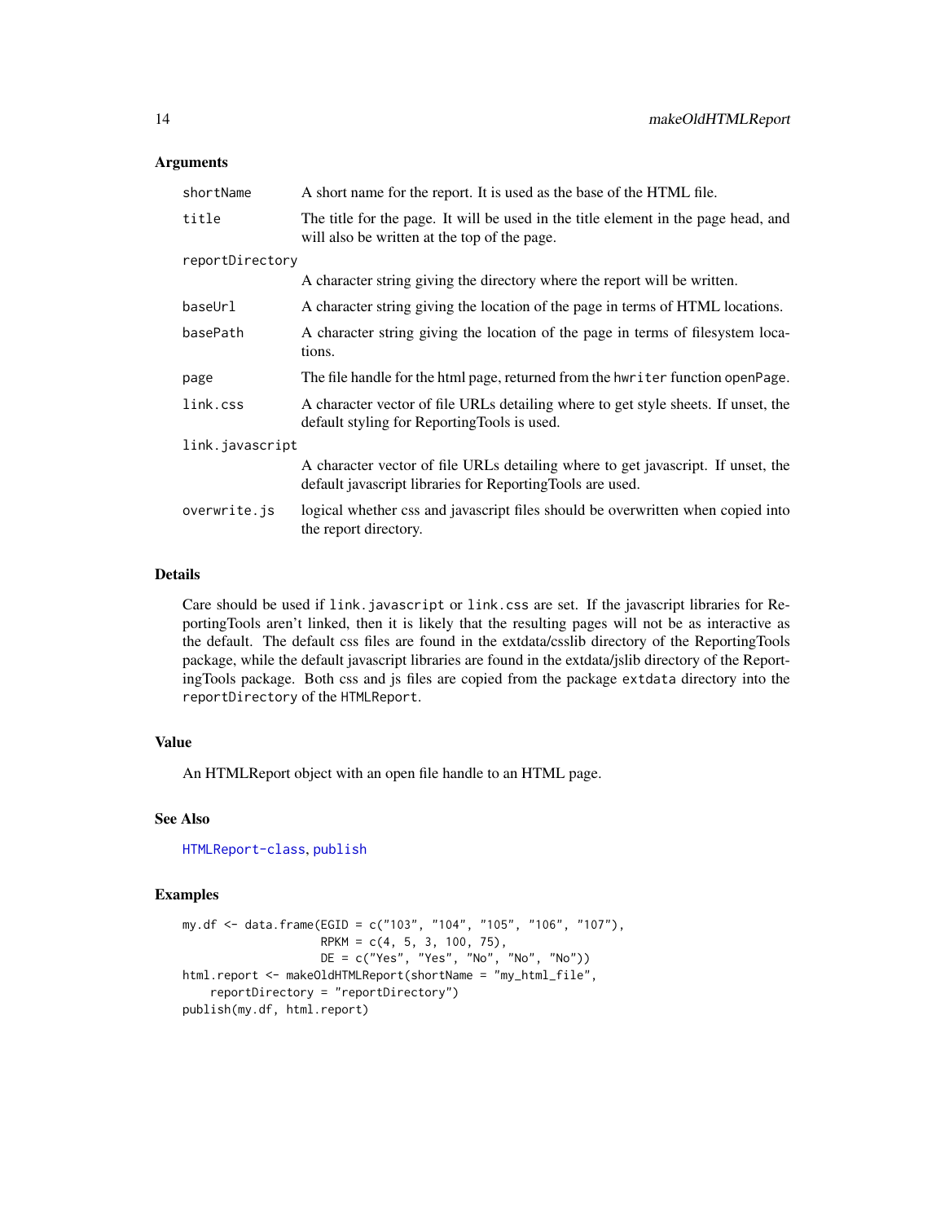## Arguments

- `shortName` A short name for the report. It is used as the base of the HTML file.
- `title` The title for the page. It will be used in the title element in the page head, and will also be written at the top of the page.
- `reportDirectory` A character string giving the directory where the report will be written.
- `baseUrl` A character string giving the location of the page in terms of HTML locations.
- `basePath` A character string giving the location of the page in terms of filesystem locations.
- `page` The file handle for the html page, returned from the `hwriter` function `openPage`.
- `link.css` A character vector of file URLs detailing where to get style sheets. If unset, the default styling for ReportingTools is used.
- `link.javascript` A character vector of file URLs detailing where to get javascript. If unset, the default javascript libraries for ReportingTools are used.
- `overwrite.js` logical whether css and javascript files should be overwritten when copied into the report directory.

## Details

Care should be used if `link.javascript` or `link.css` are set. If the javascript libraries for ReportingTools aren't linked, then it is likely that the resulting pages will not be as interactive as the default. The default css files are found in the extdata/csslib directory of the ReportingTools package, while the default javascript libraries are found in the extdata/jslib directory of the ReportingTools package. Both css and js files are copied from the package `extdata` directory into the `reportDirectory` of the `HTMLReport`.

## Value

An HTMLReport object with an open file handle to an HTML page.

## See Also

`HTMLReport-class`, `publish`

## Examples

```
my.df <- data.frame(EGID = c("103", "104", "105", "106", "107"),
                    RPKM = c(4, 5, 3, 100, 75),
                    DE = c("Yes", "Yes", "No", "No", "No"))
html.report <- makeOldHTMLReport(shortName = "my_html_file",
    reportDirectory = "reportDirectory")
publish(my.df, html.report)
```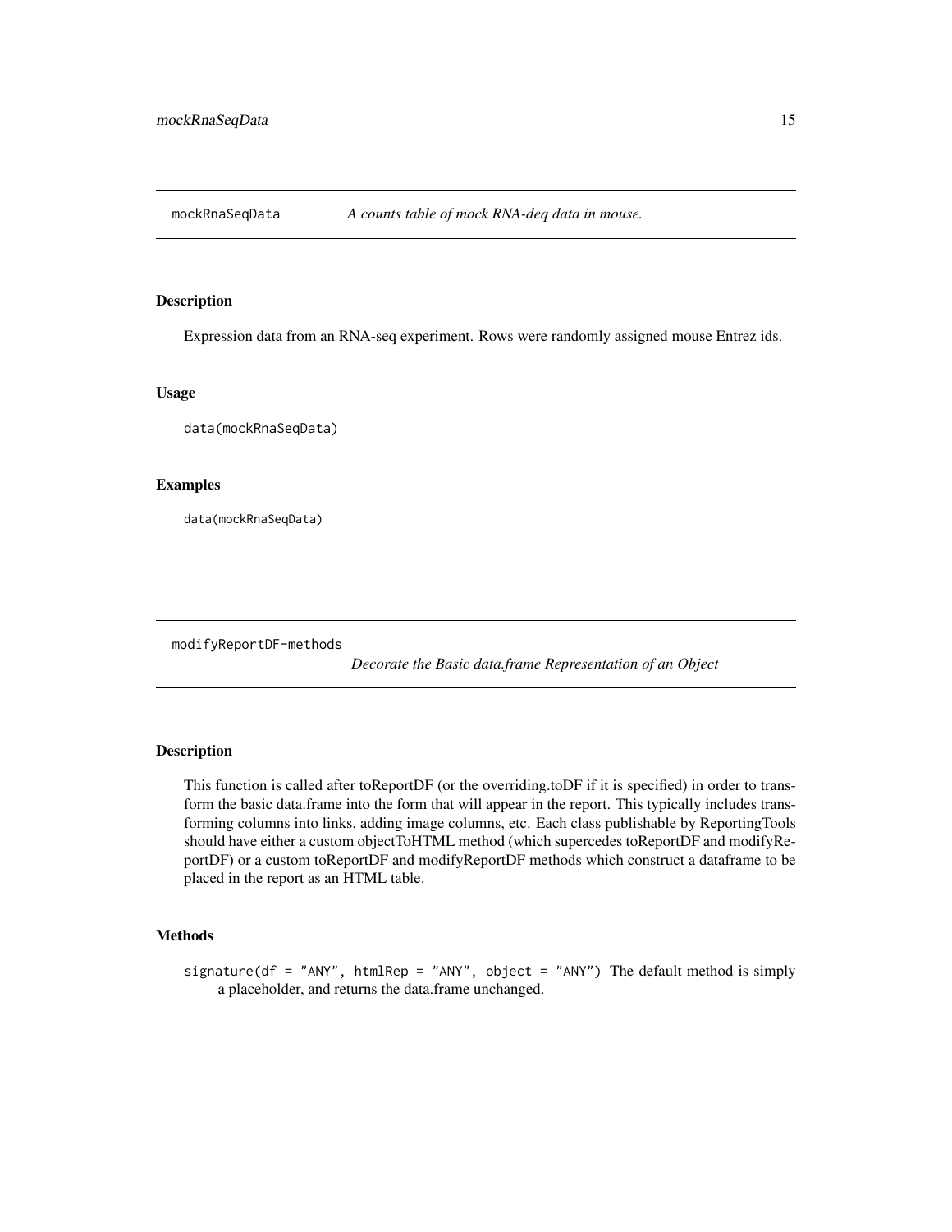## mockRnaSeqData — *A counts table of mock RNA-deq data in mouse.*

### Description

Expression data from an RNA-seq experiment. Rows were randomly assigned mouse Entrez ids.

### Usage

```
data(mockRnaSeqData)
```

### Examples

```
data(mockRnaSeqData)
```

## modifyReportDF-methods — *Decorate the Basic data.frame Representation of an Object*

### Description

This function is called after toReportDF (or the overriding.toDF if it is specified) in order to transform the basic data.frame into the form that will appear in the report. This typically includes transforming columns into links, adding image columns, etc. Each class publishable by ReportingTools should have either a custom objectToHTML method (which supercedes toReportDF and modifyReportDF) or a custom toReportDF and modifyReportDF methods which construct a dataframe to be placed in the report as an HTML table.

### Methods

`signature(df = "ANY", htmlRep = "ANY", object = "ANY")` The default method is simply a placeholder, and returns the data.frame unchanged.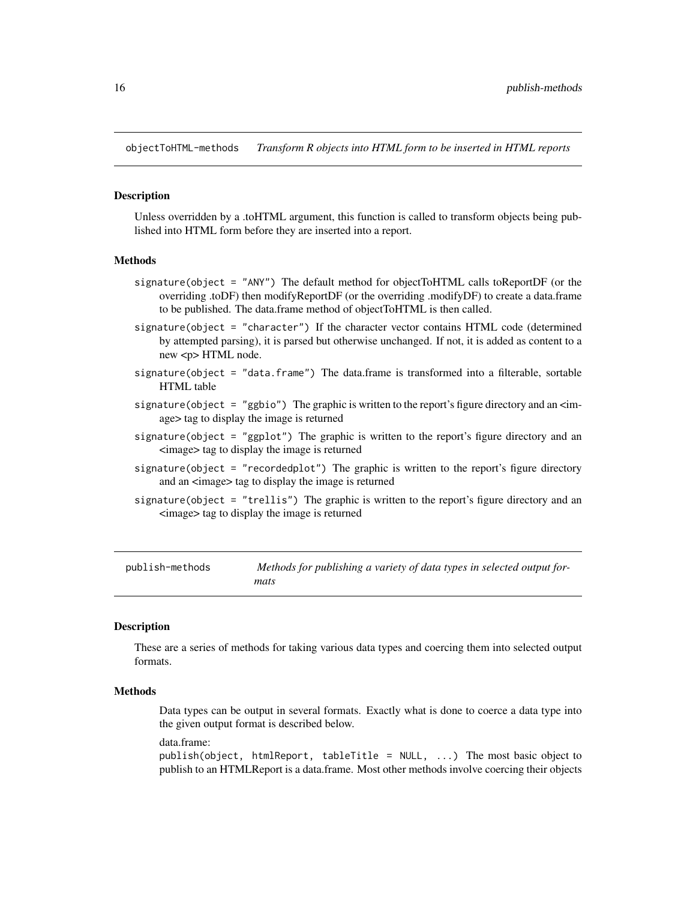## objectToHTML-methods — *Transform R objects into HTML form to be inserted in HTML reports*

### Description

Unless overridden by a .toHTML argument, this function is called to transform objects being published into HTML form before they are inserted into a report.

### Methods

- `signature(object = "ANY")` The default method for objectToHTML calls toReportDF (or the overriding .toDF) then modifyReportDF (or the overriding .modifyDF) to create a data.frame to be published. The data.frame method of objectToHTML is then called.
- `signature(object = "character")` If the character vector contains HTML code (determined by attempted parsing), it is parsed but otherwise unchanged. If not, it is added as content to a new <p> HTML node.
- `signature(object = "data.frame")` The data.frame is transformed into a filterable, sortable HTML table
- `signature(object = "ggbio")` The graphic is written to the report's figure directory and an <image> tag to display the image is returned
- `signature(object = "ggplot")` The graphic is written to the report's figure directory and an <image> tag to display the image is returned
- `signature(object = "recordedplot")` The graphic is written to the report's figure directory and an <image> tag to display the image is returned
- `signature(object = "trellis")` The graphic is written to the report's figure directory and an <image> tag to display the image is returned

## publish-methods — *Methods for publishing a variety of data types in selected output formats*

### Description

These are a series of methods for taking various data types and coercing them into selected output formats.

### Methods

Data types can be output in several formats. Exactly what is done to coerce a data type into the given output format is described below.

data.frame:
`publish(object, htmlReport, tableTitle = NULL, ...)` The most basic object to publish to an HTMLReport is a data.frame. Most other methods involve coercing their objects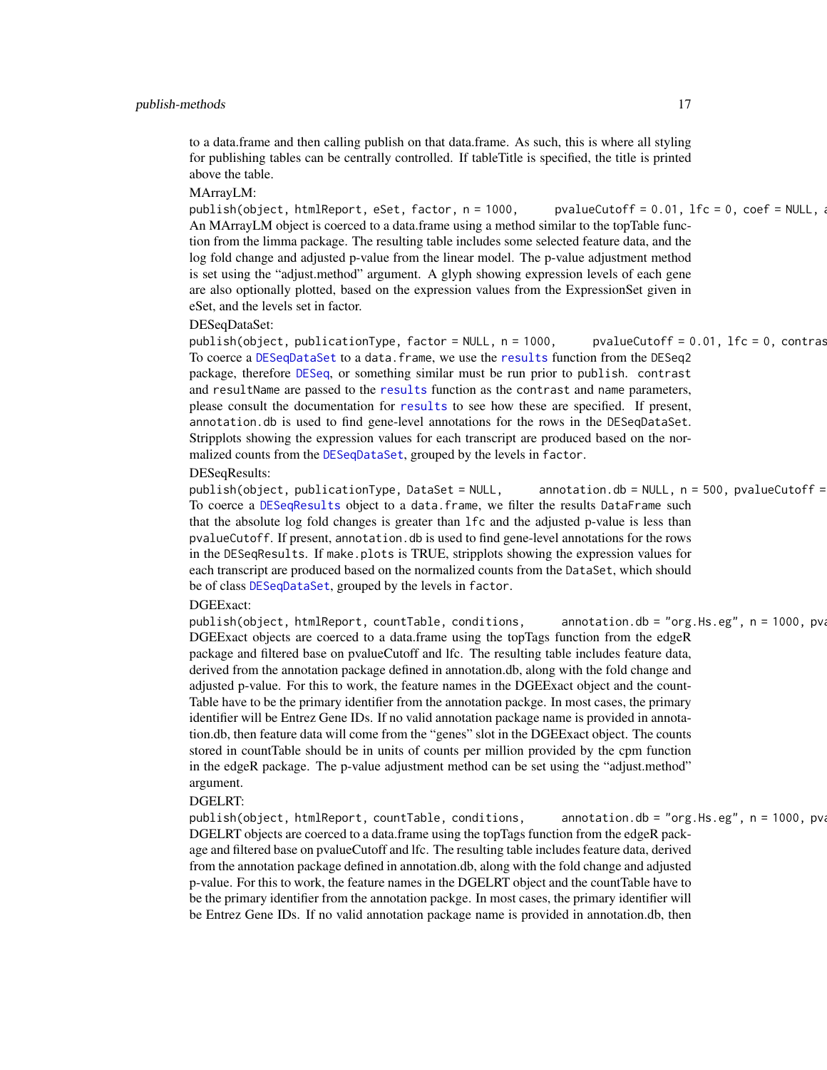to a data.frame and then calling publish on that data.frame. As such, this is where all styling for publishing tables can be centrally controlled. If tableTitle is specified, the title is printed above the table.

MArrayLM:

`publish(object, htmlReport, eSet, factor, n = 1000,      pvalueCutoff = 0.01, lfc = 0, coef = NULL, a`

An MArrayLM object is coerced to a data.frame using a method similar to the topTable function from the limma package. The resulting table includes some selected feature data, and the log fold change and adjusted p-value from the linear model. The p-value adjustment method is set using the "adjust.method" argument. A glyph showing expression levels of each gene are also optionally plotted, based on the expression values from the ExpressionSet given in eSet, and the levels set in factor.

DESeqDataSet:

`publish(object, publicationType, factor = NULL, n = 1000,      pvalueCutoff = 0.01, lfc = 0, contras`

To coerce a `DESeqDataSet` to a `data.frame`, we use the `results` function from the DESeq2 package, therefore `DESeq`, or something similar must be run prior to publish. `contrast` and `resultName` are passed to the `results` function as the `contrast` and `name` parameters, please consult the documentation for `results` to see how these are specified. If present, `annotation.db` is used to find gene-level annotations for the rows in the DESeqDataSet. Stripplots showing the expression values for each transcript are produced based on the normalized counts from the `DESeqDataSet`, grouped by the levels in `factor`.

DESeqResults:

`publish(object, publicationType, DataSet = NULL,      annotation.db = NULL, n = 500, pvalueCutoff =`

To coerce a `DESeqResults` object to a `data.frame`, we filter the results `DataFrame` such that the absolute log fold changes is greater than `lfc` and the adjusted p-value is less than `pvalueCutoff`. If present, `annotation.db` is used to find gene-level annotations for the rows in the `DESeqResults`. If `make.plots` is TRUE, stripplots showing the expression values for each transcript are produced based on the normalized counts from the `DataSet`, which should be of class `DESeqDataSet`, grouped by the levels in `factor`.

DGEExact:

`publish(object, htmlReport, countTable, conditions,      annotation.db = "org.Hs.eg", n = 1000, pva`

DGEExact objects are coerced to a data.frame using the topTags function from the edgeR package and filtered base on pvalueCutoff and lfc. The resulting table includes feature data, derived from the annotation package defined in annotation.db, along with the fold change and adjusted p-value. For this to work, the feature names in the DGEExact object and the countTable have to be the primary identifier from the annotation packge. In most cases, the primary identifier will be Entrez Gene IDs. If no valid annotation package name is provided in annotation.db, then feature data will come from the "genes" slot in the DGEExact object. The counts stored in countTable should be in units of counts per million provided by the cpm function in the edgeR package. The p-value adjustment method can be set using the "adjust.method" argument.

DGELRT:

`publish(object, htmlReport, countTable, conditions,      annotation.db = "org.Hs.eg", n = 1000, pva`

DGELRT objects are coerced to a data.frame using the topTags function from the edgeR package and filtered base on pvalueCutoff and lfc. The resulting table includes feature data, derived from the annotation package defined in annotation.db, along with the fold change and adjusted p-value. For this to work, the feature names in the DGELRT object and the countTable have to be the primary identifier from the annotation packge. In most cases, the primary identifier will be Entrez Gene IDs. If no valid annotation package name is provided in annotation.db, then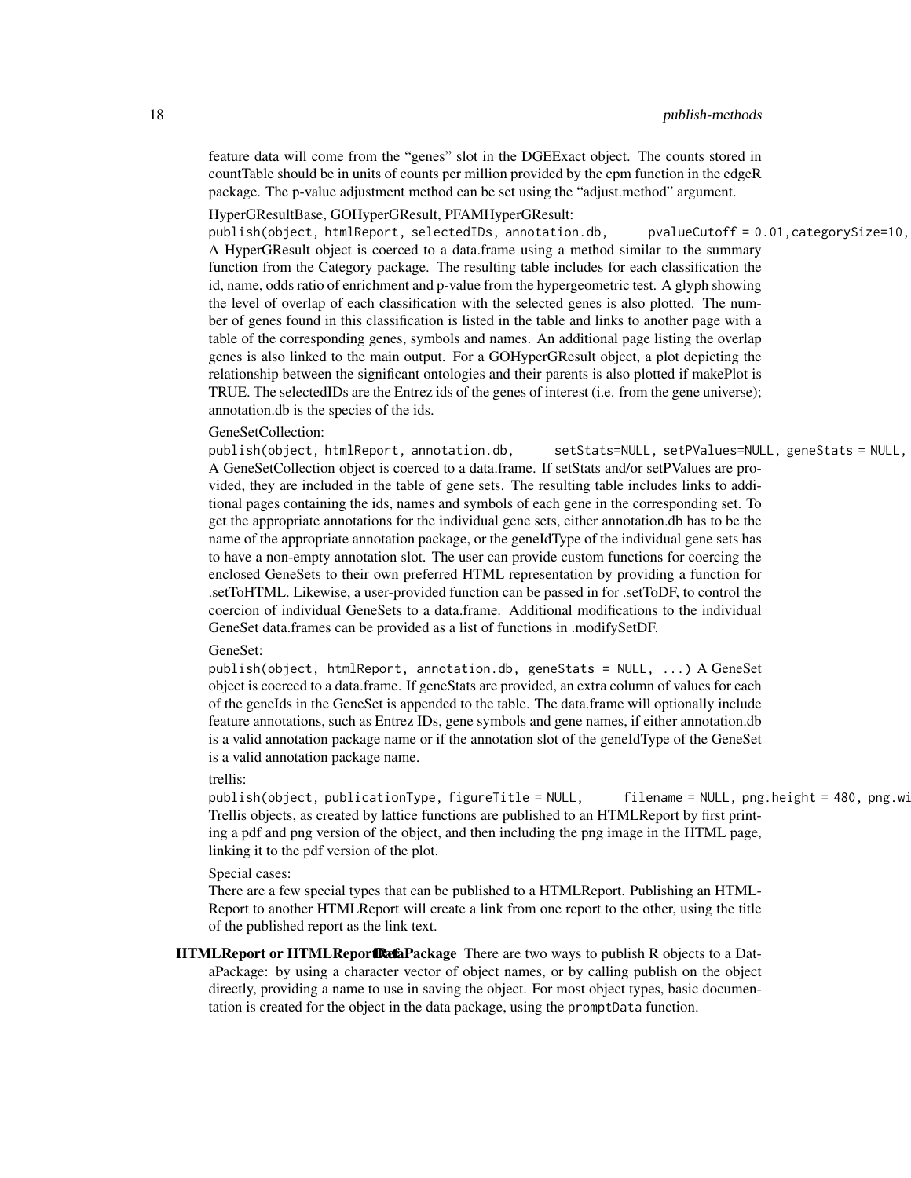feature data will come from the "genes" slot in the DGEExact object. The counts stored in countTable should be in units of counts per million provided by the cpm function in the edgeR package. The p-value adjustment method can be set using the "adjust.method" argument.

HyperGResultBase, GOHyperGResult, PFAMHyperGResult:
`publish(object, htmlReport, selectedIDs, annotation.db,      pvalueCutoff = 0.01,categorySize=10,`
A HyperGResult object is coerced to a data.frame using a method similar to the summary function from the Category package. The resulting table includes for each classification the id, name, odds ratio of enrichment and p-value from the hypergeometric test. A glyph showing the level of overlap of each classification with the selected genes is also plotted. The number of genes found in this classification is listed in the table and links to another page with a table of the corresponding genes, symbols and names. An additional page listing the overlap genes is also linked to the main output. For a GOHyperGResult object, a plot depicting the relationship between the significant ontologies and their parents is also plotted if makePlot is TRUE. The selectedIDs are the Entrez ids of the genes of interest (i.e. from the gene universe); annotation.db is the species of the ids.

GeneSetCollection:
`publish(object, htmlReport, annotation.db,      setStats=NULL, setPValues=NULL, geneStats = NULL,`
A GeneSetCollection object is coerced to a data.frame. If setStats and/or setPValues are provided, they are included in the table of gene sets. The resulting table includes links to additional pages containing the ids, names and symbols of each gene in the corresponding set. To get the appropriate annotations for the individual gene sets, either annotation.db has to be the name of the appropriate annotation package, or the geneIdType of the individual gene sets has to have a non-empty annotation slot. The user can provide custom functions for coercing the enclosed GeneSets to their own preferred HTML representation by providing a function for .setToHTML. Likewise, a user-provided function can be passed in for .setToDF, to control the coercion of individual GeneSets to a data.frame. Additional modifications to the individual GeneSet data.frames can be provided as a list of functions in .modifySetDF.

GeneSet:
`publish(object, htmlReport, annotation.db, geneStats = NULL, ...)` A GeneSet object is coerced to a data.frame. If geneStats are provided, an extra column of values for each of the geneIds in the GeneSet is appended to the table. The data.frame will optionally include feature annotations, such as Entrez IDs, gene symbols and gene names, if either annotation.db is a valid annotation package name or if the annotation slot of the geneIdType of the GeneSet is a valid annotation package name.

trellis:
`publish(object, publicationType, figureTitle = NULL,      filename = NULL, png.height = 480, png.wi`
Trellis objects, as created by lattice functions are published to an HTMLReport by first printing a pdf and png version of the object, and then including the png image in the HTML page, linking it to the pdf version of the plot.

Special cases:
There are a few special types that can be published to a HTMLReport. Publishing an HTMLReport to another HTMLReport will create a link from one report to the other, using the title of the published report as the link text.

**HTMLReport or HTMLReportRef DataPackage** There are two ways to publish R objects to a DataPackage: by using a character vector of object names, or by calling publish on the object directly, providing a name to use in saving the object. For most object types, basic documentation is created for the object in the data package, using the `promptData` function.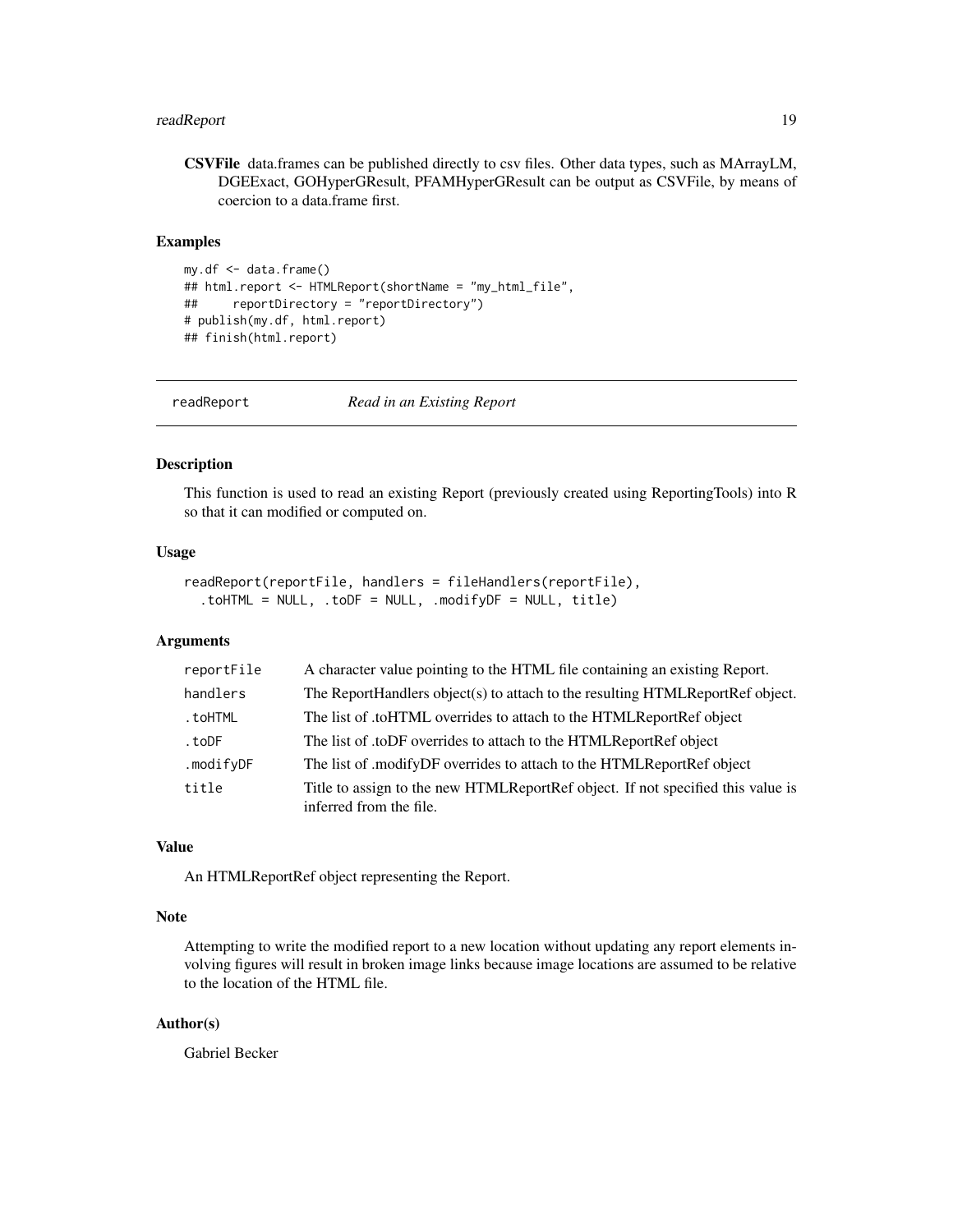**CSVFile** data.frames can be published directly to csv files. Other data types, such as MArrayLM, DGEExact, GOHyperGResult, PFAMHyperGResult can be output as CSVFile, by means of coercion to a data.frame first.

### Examples

```
my.df <- data.frame()
## html.report <- HTMLReport(shortName = "my_html_file",
##     reportDirectory = "reportDirectory")
# publish(my.df, html.report)
## finish(html.report)
```

---

## readReport &nbsp;&nbsp;&nbsp;&nbsp; *Read in an Existing Report*

---

### Description

This function is used to read an existing Report (previously created using ReportingTools) into R so that it can modified or computed on.

### Usage

```
readReport(reportFile, handlers = fileHandlers(reportFile),
  .toHTML = NULL, .toDF = NULL, .modifyDF = NULL, title)
```

### Arguments

| | |
|---|---|
| `reportFile` | A character value pointing to the HTML file containing an existing Report. |
| `handlers` | The ReportHandlers object(s) to attach to the resulting HTMLReportRef object. |
| `.toHTML` | The list of .toHTML overrides to attach to the HTMLReportRef object |
| `.toDF` | The list of .toDF overrides to attach to the HTMLReportRef object |
| `.modifyDF` | The list of .modifyDF overrides to attach to the HTMLReportRef object |
| `title` | Title to assign to the new HTMLReportRef object. If not specified this value is inferred from the file. |

### Value

An HTMLReportRef object representing the Report.

### Note

Attempting to write the modified report to a new location without updating any report elements involving figures will result in broken image links because image locations are assumed to be relative to the location of the HTML file.

### Author(s)

Gabriel Becker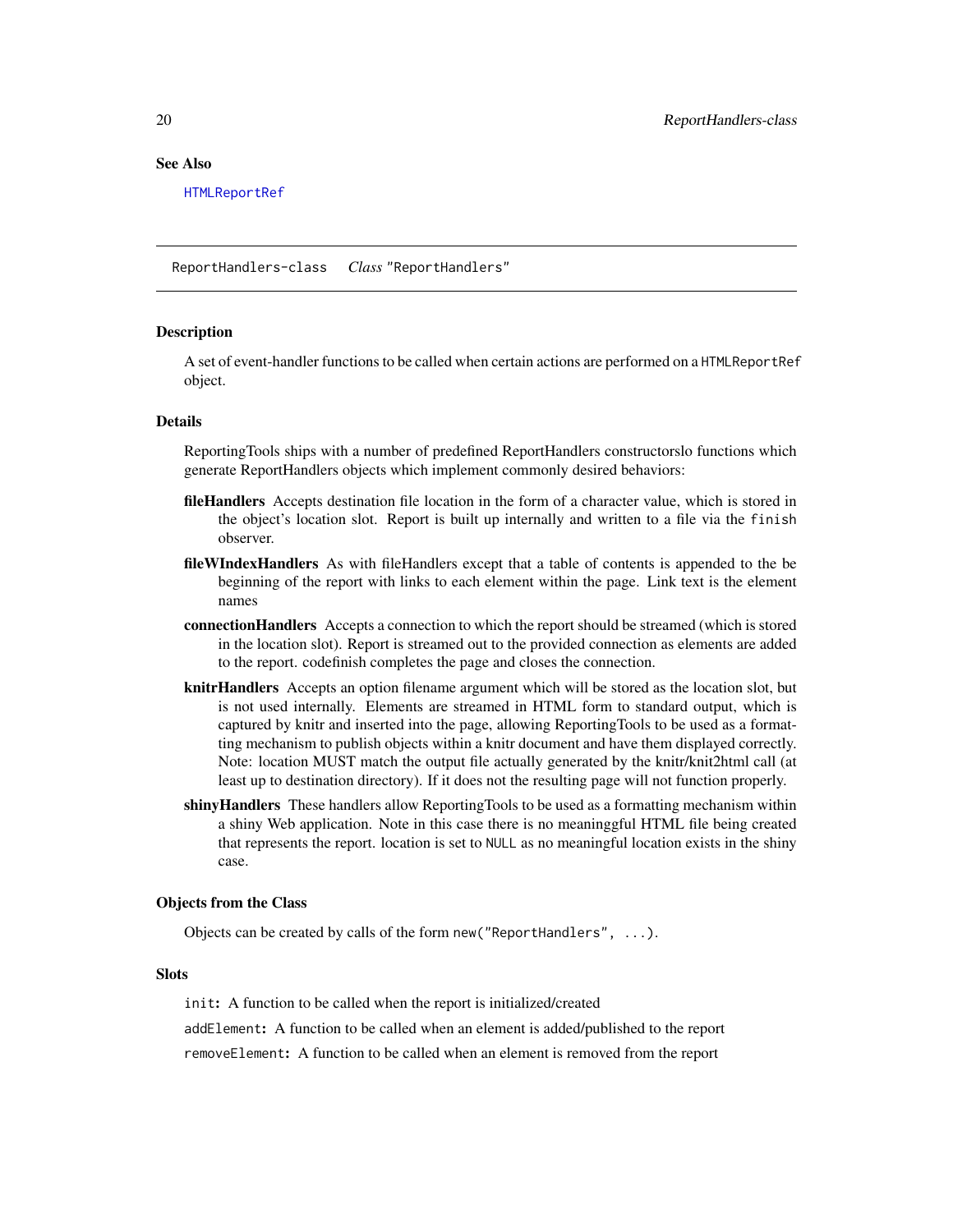## See Also

HTMLReportRef

---

ReportHandlers-class    *Class* "ReportHandlers"

---

### Description

A set of event-handler functions to be called when certain actions are performed on a HTMLReportRef object.

### Details

ReportingTools ships with a number of predefined ReportHandlers constructorslo functions which generate ReportHandlers objects which implement commonly desired behaviors:

**fileHandlers** Accepts destination file location in the form of a character value, which is stored in the object's location slot. Report is built up internally and written to a file via the finish observer.

**fileWIndexHandlers** As with fileHandlers except that a table of contents is appended to the be beginning of the report with links to each element within the page. Link text is the element names

**connectionHandlers** Accepts a connection to which the report should be streamed (which is stored in the location slot). Report is streamed out to the provided connection as elements are added to the report. codefinish completes the page and closes the connection.

**knitrHandlers** Accepts an option filename argument which will be stored as the location slot, but is not used internally. Elements are streamed in HTML form to standard output, which is captured by knitr and inserted into the page, allowing ReportingTools to be used as a formatting mechanism to publish objects within a knitr document and have them displayed correctly. Note: location MUST match the output file actually generated by the knitr/knit2html call (at least up to destination directory). If it does not the resulting page will not function properly.

**shinyHandlers** These handlers allow ReportingTools to be used as a formatting mechanism within a shiny Web application. Note in this case there is no meaninggful HTML file being created that represents the report. location is set to NULL as no meaningful location exists in the shiny case.

### Objects from the Class

Objects can be created by calls of the form `new("ReportHandlers", ...)`.

### Slots

`init`: A function to be called when the report is initialized/created

`addElement`: A function to be called when an element is added/published to the report

`removeElement`: A function to be called when an element is removed from the report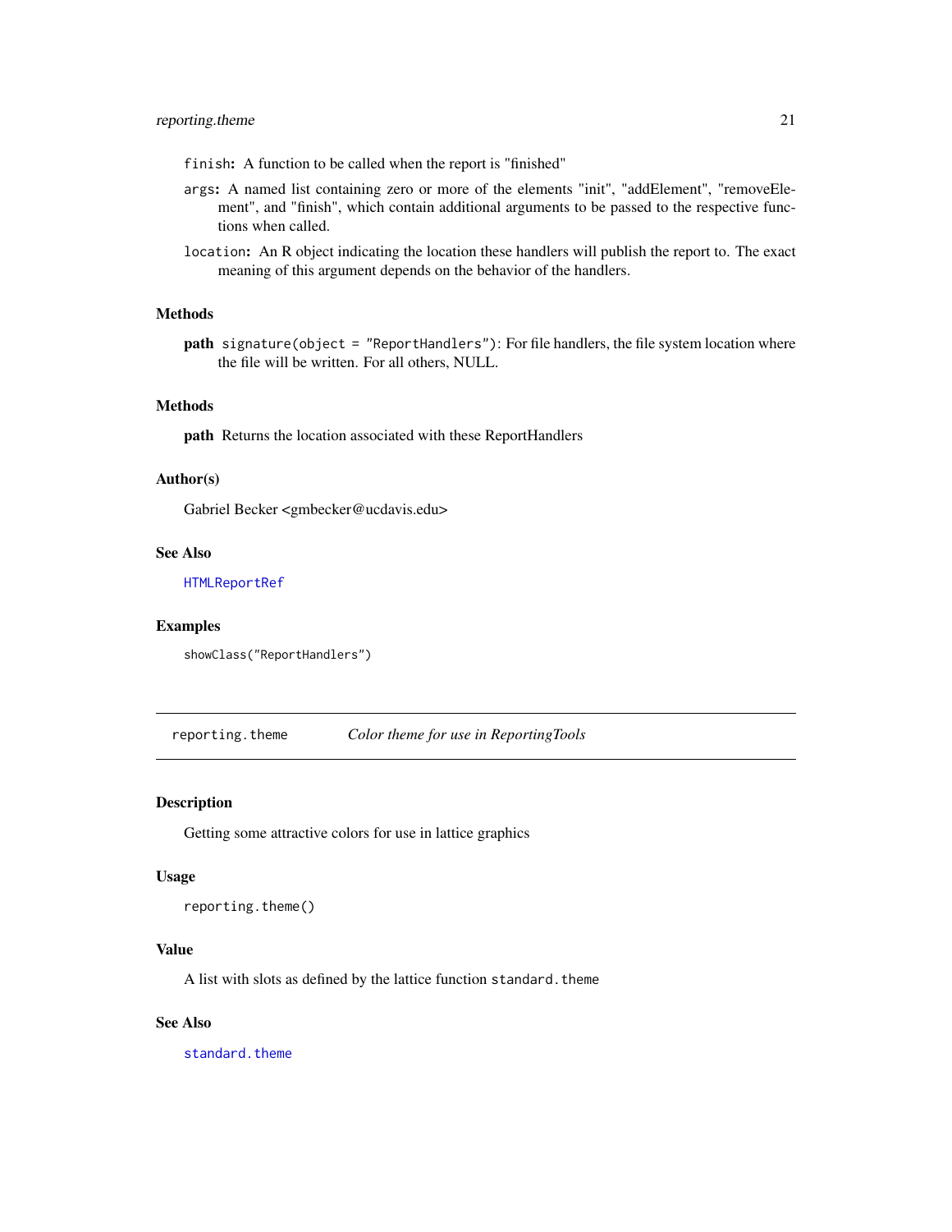`finish`: A function to be called when the report is "finished"

`args`: A named list containing zero or more of the elements "init", "addElement", "removeElement", and "finish", which contain additional arguments to be passed to the respective functions when called.

`location`: An R object indicating the location these handlers will publish the report to. The exact meaning of this argument depends on the behavior of the handlers.

### Methods

**path** `signature(object = "ReportHandlers")`: For file handlers, the file system location where the file will be written. For all others, NULL.

### Methods

**path** Returns the location associated with these ReportHandlers

### Author(s)

Gabriel Becker <gmbecker@ucdavis.edu>

### See Also

`HTMLReportRef`

### Examples

```
showClass("ReportHandlers")
```

---

## `reporting.theme` *Color theme for use in ReportingTools*

### Description

Getting some attractive colors for use in lattice graphics

### Usage

```
reporting.theme()
```

### Value

A list with slots as defined by the lattice function `standard.theme`

### See Also

`standard.theme`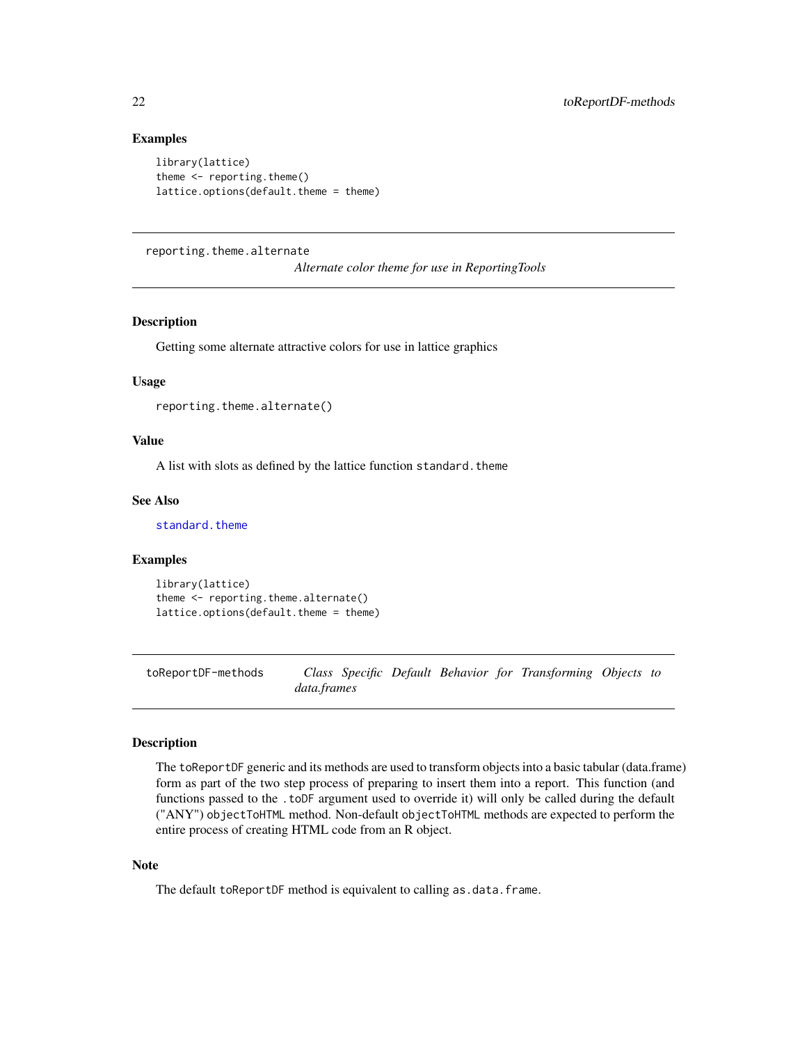### Examples

```
library(lattice)
theme <- reporting.theme()
lattice.options(default.theme = theme)
```

---

## reporting.theme.alternate

*Alternate color theme for use in ReportingTools*

---

### Description

Getting some alternate attractive colors for use in lattice graphics

### Usage

```
reporting.theme.alternate()
```

### Value

A list with slots as defined by the lattice function `standard.theme`

### See Also

`standard.theme`

### Examples

```
library(lattice)
theme <- reporting.theme.alternate()
lattice.options(default.theme = theme)
```

---

## toReportDF-methods

*Class Specific Default Behavior for Transforming Objects to data.frames*

---

### Description

The `toReportDF` generic and its methods are used to transform objects into a basic tabular (data.frame) form as part of the two step process of preparing to insert them into a report. This function (and functions passed to the `.toDF` argument used to override it) will only be called during the default ("ANY") `objectToHTML` method. Non-default `objectToHTML` methods are expected to perform the entire process of creating HTML code from an R object.

### Note

The default `toReportDF` method is equivalent to calling `as.data.frame`.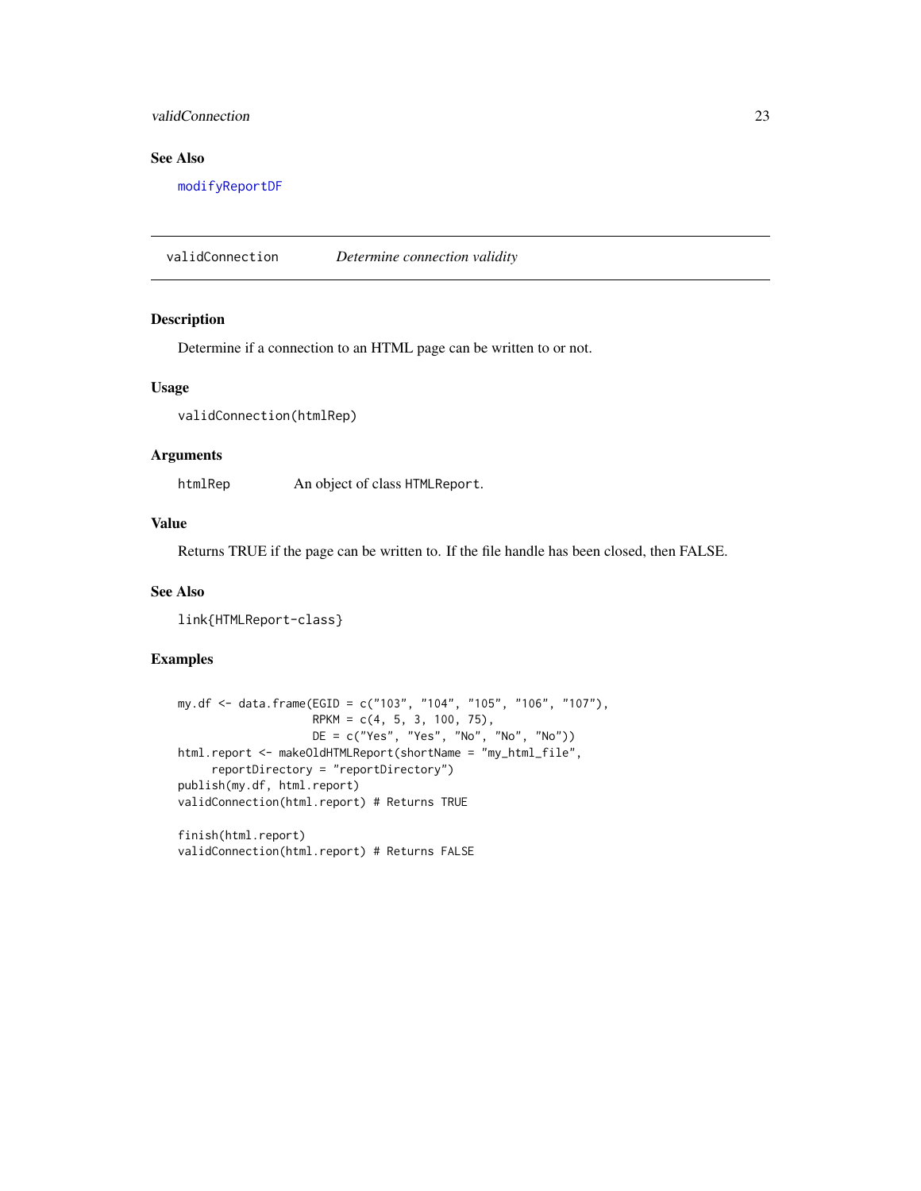## See Also

modifyReportDF

---

## validConnection — *Determine connection validity*

---

### Description

Determine if a connection to an HTML page can be written to or not.

### Usage

```
validConnection(htmlRep)
```

### Arguments

| | |
|---|---|
| htmlRep | An object of class HTMLReport. |

### Value

Returns TRUE if the page can be written to. If the file handle has been closed, then FALSE.

### See Also

link{HTMLReport-class}

### Examples

```
my.df <- data.frame(EGID = c("103", "104", "105", "106", "107"),
                    RPKM = c(4, 5, 3, 100, 75),
                    DE = c("Yes", "Yes", "No", "No", "No"))
html.report <- makeOldHTMLReport(shortName = "my_html_file",
     reportDirectory = "reportDirectory")
publish(my.df, html.report)
validConnection(html.report) # Returns TRUE

finish(html.report)
validConnection(html.report) # Returns FALSE
```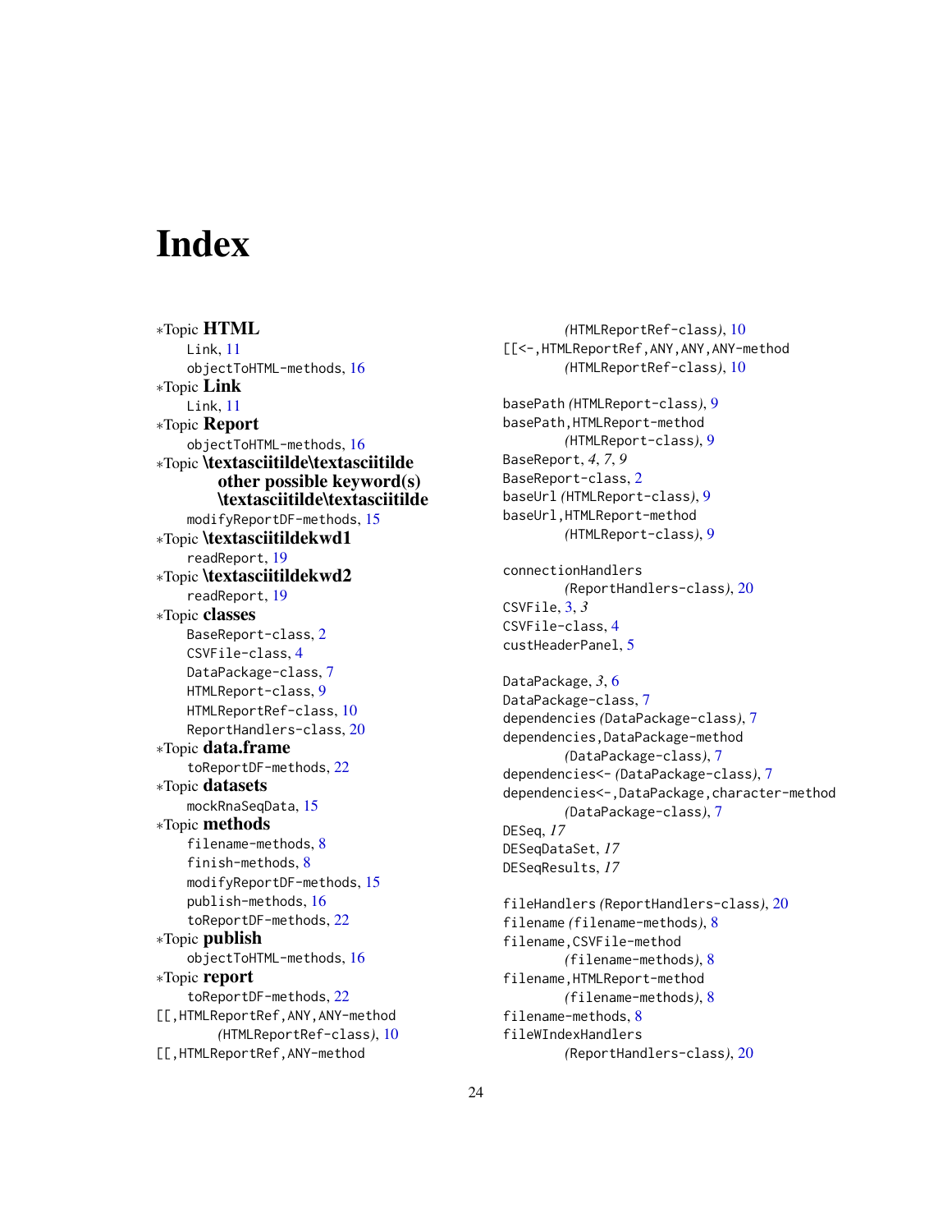# Index

∗Topic **HTML**
- Link, 11
- objectToHTML-methods, 16

∗Topic **Link**
- Link, 11

∗Topic **Report**
- objectToHTML-methods, 16

∗Topic **\textasciitilde\textasciitilde other possible keyword(s) \textasciitilde\textasciitilde**
- modifyReportDF-methods, 15

∗Topic **\textasciitildekwd1**
- readReport, 19

∗Topic **\textasciitildekwd2**
- readReport, 19

∗Topic **classes**
- BaseReport-class, 2
- CSVFile-class, 4
- DataPackage-class, 7
- HTMLReport-class, 9
- HTMLReportRef-class, 10
- ReportHandlers-class, 20

∗Topic **data.frame**
- toReportDF-methods, 22

∗Topic **datasets**
- mockRnaSeqData, 15

∗Topic **methods**
- filename-methods, 8
- finish-methods, 8
- modifyReportDF-methods, 15
- publish-methods, 16
- toReportDF-methods, 22

∗Topic **publish**
- objectToHTML-methods, 16

∗Topic **report**
- toReportDF-methods, 22

[[,HTMLReportRef,ANY,ANY-method *(HTMLReportRef-class)*, 10
[[,HTMLReportRef,ANY-method *(HTMLReportRef-class)*, 10
[[<-,HTMLReportRef,ANY,ANY,ANY-method *(HTMLReportRef-class)*, 10

basePath *(HTMLReport-class)*, 9
basePath,HTMLReport-method *(HTMLReport-class)*, 9
BaseReport, *4*, *7*, *9*
BaseReport-class, 2
baseUrl *(HTMLReport-class)*, 9
baseUrl,HTMLReport-method *(HTMLReport-class)*, 9

connectionHandlers *(ReportHandlers-class)*, 20
CSVFile, 3, *3*
CSVFile-class, 4
custHeaderPanel, 5

DataPackage, *3*, 6
DataPackage-class, 7
dependencies *(DataPackage-class)*, 7
dependencies,DataPackage-method *(DataPackage-class)*, 7
dependencies<- *(DataPackage-class)*, 7
dependencies<-,DataPackage,character-method *(DataPackage-class)*, 7
DESeq, *17*
DESeqDataSet, *17*
DESeqResults, *17*

fileHandlers *(ReportHandlers-class)*, 20
filename *(filename-methods)*, 8
filename,CSVFile-method *(filename-methods)*, 8
filename,HTMLReport-method *(filename-methods)*, 8
filename-methods, 8
fileWIndexHandlers *(ReportHandlers-class)*, 20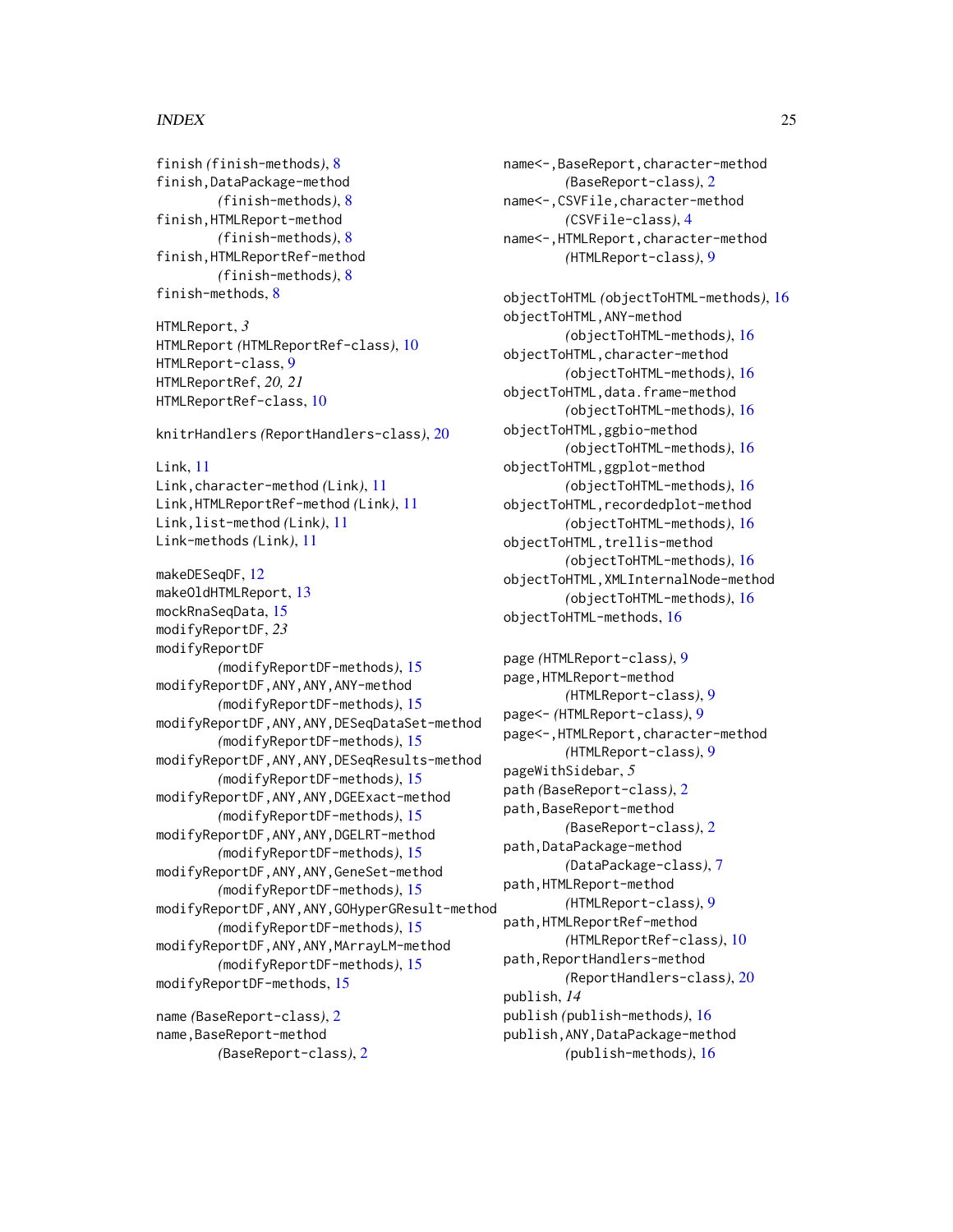finish *(finish-methods)*, 8
finish,DataPackage-method
*(finish-methods)*, 8
finish,HTMLReport-method
*(finish-methods)*, 8
finish,HTMLReportRef-method
*(finish-methods)*, 8
finish-methods, 8

HTMLReport, *3*
HTMLReport *(HTMLReportRef-class)*, 10
HTMLReport-class, 9
HTMLReportRef, *20, 21*
HTMLReportRef-class, 10

knitrHandlers *(ReportHandlers-class)*, 20

Link, 11
Link,character-method *(Link)*, 11
Link,HTMLReportRef-method *(Link)*, 11
Link,list-method *(Link)*, 11
Link-methods *(Link)*, 11

makeDESeqDF, 12
makeOldHTMLReport, 13
mockRnaSeqData, 15
modifyReportDF, *23*
modifyReportDF
*(modifyReportDF-methods)*, 15
modifyReportDF,ANY,ANY,ANY-method
*(modifyReportDF-methods)*, 15
modifyReportDF,ANY,ANY,DESeqDataSet-method
*(modifyReportDF-methods)*, 15
modifyReportDF,ANY,ANY,DESeqResults-method
*(modifyReportDF-methods)*, 15
modifyReportDF,ANY,ANY,DGEExact-method
*(modifyReportDF-methods)*, 15
modifyReportDF,ANY,ANY,DGELRT-method
*(modifyReportDF-methods)*, 15
modifyReportDF,ANY,ANY,GeneSet-method
*(modifyReportDF-methods)*, 15
modifyReportDF,ANY,ANY,GOHyperGResult-method
*(modifyReportDF-methods)*, 15
modifyReportDF,ANY,ANY,MArrayLM-method
*(modifyReportDF-methods)*, 15
modifyReportDF-methods, 15

name *(BaseReport-class)*, 2
name,BaseReport-method
*(BaseReport-class)*, 2
name<-,BaseReport,character-method
*(BaseReport-class)*, 2
name<-,CSVFile,character-method
*(CSVFile-class)*, 4
name<-,HTMLReport,character-method
*(HTMLReport-class)*, 9

objectToHTML *(objectToHTML-methods)*, 16
objectToHTML,ANY-method
*(objectToHTML-methods)*, 16
objectToHTML,character-method
*(objectToHTML-methods)*, 16
objectToHTML,data.frame-method
*(objectToHTML-methods)*, 16
objectToHTML,ggbio-method
*(objectToHTML-methods)*, 16
objectToHTML,ggplot-method
*(objectToHTML-methods)*, 16
objectToHTML,recordedplot-method
*(objectToHTML-methods)*, 16
objectToHTML,trellis-method
*(objectToHTML-methods)*, 16
objectToHTML,XMLInternalNode-method
*(objectToHTML-methods)*, 16
objectToHTML-methods, 16

page *(HTMLReport-class)*, 9
page,HTMLReport-method
*(HTMLReport-class)*, 9
page<- *(HTMLReport-class)*, 9
page<-,HTMLReport,character-method
*(HTMLReport-class)*, 9
pageWithSidebar, *5*
path *(BaseReport-class)*, 2
path,BaseReport-method
*(BaseReport-class)*, 2
path,DataPackage-method
*(DataPackage-class)*, 7
path,HTMLReport-method
*(HTMLReport-class)*, 9
path,HTMLReportRef-method
*(HTMLReportRef-class)*, 10
path,ReportHandlers-method
*(ReportHandlers-class)*, 20
publish, *14*
publish *(publish-methods)*, 16
publish,ANY,DataPackage-method
*(publish-methods)*, 16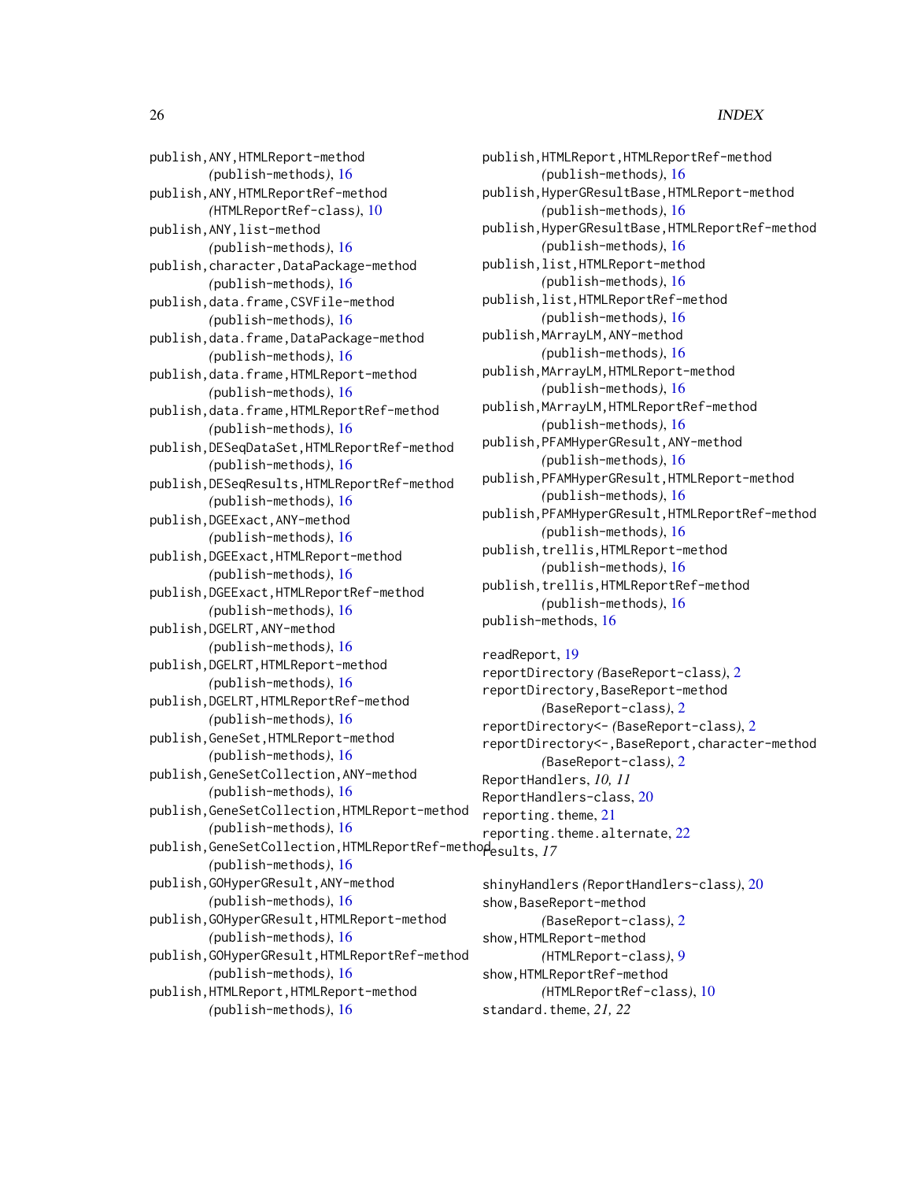publish,ANY,HTMLReport-method
  *(*publish-methods*)*, 16
publish,ANY,HTMLReportRef-method
  *(*HTMLReportRef-class*)*, 10
publish,ANY,list-method
  *(*publish-methods*)*, 16
publish,character,DataPackage-method
  *(*publish-methods*)*, 16
publish,data.frame,CSVFile-method
  *(*publish-methods*)*, 16
publish,data.frame,DataPackage-method
  *(*publish-methods*)*, 16
publish,data.frame,HTMLReport-method
  *(*publish-methods*)*, 16
publish,data.frame,HTMLReportRef-method
  *(*publish-methods*)*, 16
publish,DESeqDataSet,HTMLReportRef-method
  *(*publish-methods*)*, 16
publish,DESeqResults,HTMLReportRef-method
  *(*publish-methods*)*, 16
publish,DGEExact,ANY-method
  *(*publish-methods*)*, 16
publish,DGEExact,HTMLReport-method
  *(*publish-methods*)*, 16
publish,DGEExact,HTMLReportRef-method
  *(*publish-methods*)*, 16
publish,DGELRT,ANY-method
  *(*publish-methods*)*, 16
publish,DGELRT,HTMLReport-method
  *(*publish-methods*)*, 16
publish,DGELRT,HTMLReportRef-method
  *(*publish-methods*)*, 16
publish,GeneSet,HTMLReport-method
  *(*publish-methods*)*, 16
publish,GeneSetCollection,ANY-method
  *(*publish-methods*)*, 16
publish,GeneSetCollection,HTMLReport-method
  *(*publish-methods*)*, 16
publish,GeneSetCollection,HTMLReportRef-method
  *(*publish-methods*)*, 16
publish,GOHyperGResult,ANY-method
  *(*publish-methods*)*, 16
publish,GOHyperGResult,HTMLReport-method
  *(*publish-methods*)*, 16
publish,GOHyperGResult,HTMLReportRef-method
  *(*publish-methods*)*, 16
publish,HTMLReport,HTMLReport-method
  *(*publish-methods*)*, 16
publish,HTMLReport,HTMLReportRef-method
  *(*publish-methods*)*, 16
publish,HyperGResultBase,HTMLReport-method
  *(*publish-methods*)*, 16
publish,HyperGResultBase,HTMLReportRef-method
  *(*publish-methods*)*, 16
publish,list,HTMLReport-method
  *(*publish-methods*)*, 16
publish,list,HTMLReportRef-method
  *(*publish-methods*)*, 16
publish,MArrayLM,ANY-method
  *(*publish-methods*)*, 16
publish,MArrayLM,HTMLReport-method
  *(*publish-methods*)*, 16
publish,MArrayLM,HTMLReportRef-method
  *(*publish-methods*)*, 16
publish,PFAMHyperGResult,ANY-method
  *(*publish-methods*)*, 16
publish,PFAMHyperGResult,HTMLReport-method
  *(*publish-methods*)*, 16
publish,PFAMHyperGResult,HTMLReportRef-method
  *(*publish-methods*)*, 16
publish,trellis,HTMLReport-method
  *(*publish-methods*)*, 16
publish,trellis,HTMLReportRef-method
  *(*publish-methods*)*, 16
publish-methods, 16

readReport, 19
reportDirectory *(*BaseReport-class*)*, 2
reportDirectory,BaseReport-method
  *(*BaseReport-class*)*, 2
reportDirectory<- *(*BaseReport-class*)*, 2
reportDirectory<-,BaseReport,character-method
  *(*BaseReport-class*)*, 2
ReportHandlers, *10, 11*
ReportHandlers-class, 20
reporting.theme, 21
reporting.theme.alternate, 22
results, *17*

shinyHandlers *(*ReportHandlers-class*)*, 20
show,BaseReport-method
  *(*BaseReport-class*)*, 2
show,HTMLReport-method
  *(*HTMLReport-class*)*, 9
show,HTMLReportRef-method
  *(*HTMLReportRef-class*)*, 10
standard.theme, *21, 22*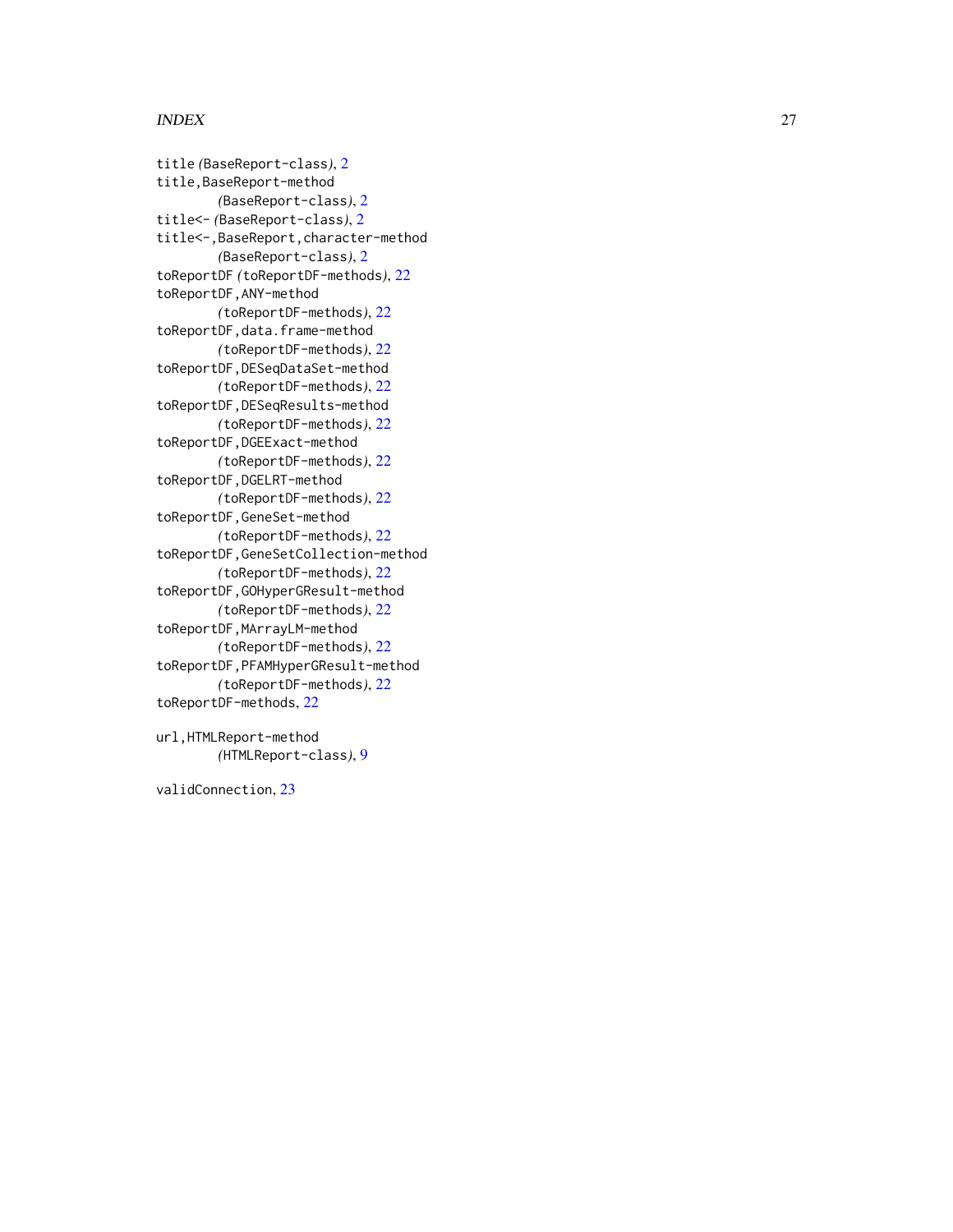title *(*BaseReport-class*)*, 2
title,BaseReport-method
*(*BaseReport-class*)*, 2
title<- *(*BaseReport-class*)*, 2
title<-,BaseReport,character-method
*(*BaseReport-class*)*, 2
toReportDF *(*toReportDF-methods*)*, 22
toReportDF,ANY-method
*(*toReportDF-methods*)*, 22
toReportDF,data.frame-method
*(*toReportDF-methods*)*, 22
toReportDF,DESeqDataSet-method
*(*toReportDF-methods*)*, 22
toReportDF,DESeqResults-method
*(*toReportDF-methods*)*, 22
toReportDF,DGEExact-method
*(*toReportDF-methods*)*, 22
toReportDF,DGELRT-method
*(*toReportDF-methods*)*, 22
toReportDF,GeneSet-method
*(*toReportDF-methods*)*, 22
toReportDF,GeneSetCollection-method
*(*toReportDF-methods*)*, 22
toReportDF,GOHyperGResult-method
*(*toReportDF-methods*)*, 22
toReportDF,MArrayLM-method
*(*toReportDF-methods*)*, 22
toReportDF,PFAMHyperGResult-method
*(*toReportDF-methods*)*, 22
toReportDF-methods, 22

url,HTMLReport-method
*(*HTMLReport-class*)*, 9

validConnection, 23